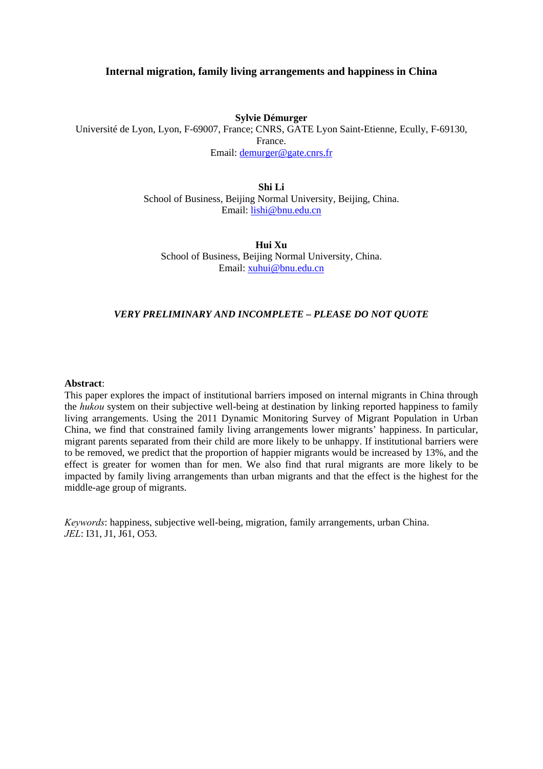# Internal migration, family living arrangements and happiness in China

**Sylvie Démurger**
Université de Lyon, Lyon, F-69007, France; CNRS, GATE Lyon Saint-Etienne, Ecully, F-69130, France.
Email: demurger@gate.cnrs.fr

**Shi Li**
School of Business, Beijing Normal University, Beijing, China.
Email: lishi@bnu.edu.cn

**Hui Xu**
School of Business, Beijing Normal University, China.
Email: xuhui@bnu.edu.cn

***VERY PRELIMINARY AND INCOMPLETE – PLEASE DO NOT QUOTE***

**Abstract**:
This paper explores the impact of institutional barriers imposed on internal migrants in China through the *hukou* system on their subjective well-being at destination by linking reported happiness to family living arrangements. Using the 2011 Dynamic Monitoring Survey of Migrant Population in Urban China, we find that constrained family living arrangements lower migrants' happiness. In particular, migrant parents separated from their child are more likely to be unhappy. If institutional barriers were to be removed, we predict that the proportion of happier migrants would be increased by 13%, and the effect is greater for women than for men. We also find that rural migrants are more likely to be impacted by family living arrangements than urban migrants and that the effect is the highest for the middle-age group of migrants.

*Keywords*: happiness, subjective well-being, migration, family arrangements, urban China.
*JEL*: I31, J1, J61, O53.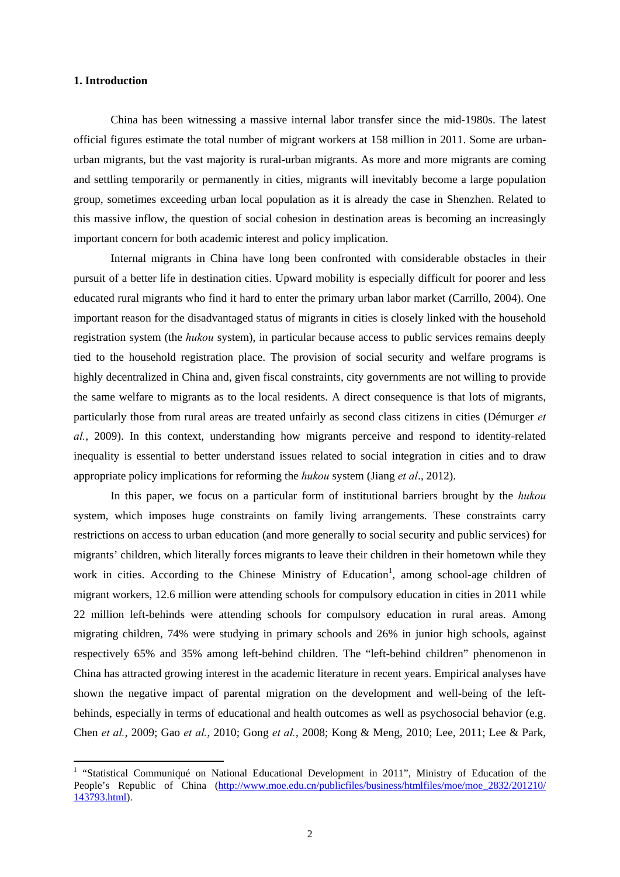## 1. Introduction

China has been witnessing a massive internal labor transfer since the mid-1980s. The latest official figures estimate the total number of migrant workers at 158 million in 2011. Some are urban-urban migrants, but the vast majority is rural-urban migrants. As more and more migrants are coming and settling temporarily or permanently in cities, migrants will inevitably become a large population group, sometimes exceeding urban local population as it is already the case in Shenzhen. Related to this massive inflow, the question of social cohesion in destination areas is becoming an increasingly important concern for both academic interest and policy implication.

Internal migrants in China have long been confronted with considerable obstacles in their pursuit of a better life in destination cities. Upward mobility is especially difficult for poorer and less educated rural migrants who find it hard to enter the primary urban labor market (Carrillo, 2004). One important reason for the disadvantaged status of migrants in cities is closely linked with the household registration system (the *hukou* system), in particular because access to public services remains deeply tied to the household registration place. The provision of social security and welfare programs is highly decentralized in China and, given fiscal constraints, city governments are not willing to provide the same welfare to migrants as to the local residents. A direct consequence is that lots of migrants, particularly those from rural areas are treated unfairly as second class citizens in cities (Démurger *et al.*, 2009). In this context, understanding how migrants perceive and respond to identity-related inequality is essential to better understand issues related to social integration in cities and to draw appropriate policy implications for reforming the *hukou* system (Jiang *et al*., 2012).

In this paper, we focus on a particular form of institutional barriers brought by the *hukou* system, which imposes huge constraints on family living arrangements. These constraints carry restrictions on access to urban education (and more generally to social security and public services) for migrants' children, which literally forces migrants to leave their children in their hometown while they work in cities. According to the Chinese Ministry of Education[1], among school-age children of migrant workers, 12.6 million were attending schools for compulsory education in cities in 2011 while 22 million left-behinds were attending schools for compulsory education in rural areas. Among migrating children, 74% were studying in primary schools and 26% in junior high schools, against respectively 65% and 35% among left-behind children. The "left-behind children" phenomenon in China has attracted growing interest in the academic literature in recent years. Empirical analyses have shown the negative impact of parental migration on the development and well-being of the left-behinds, especially in terms of educational and health outcomes as well as psychosocial behavior (e.g. Chen *et al.*, 2009; Gao *et al.*, 2010; Gong *et al.*, 2008; Kong & Meng, 2010; Lee, 2011; Lee & Park,

[1] "Statistical Communiqué on National Educational Development in 2011", Ministry of Education of the People's Republic of China (http://www.moe.edu.cn/publicfiles/business/htmlfiles/moe/moe_2832/201210/143793.html).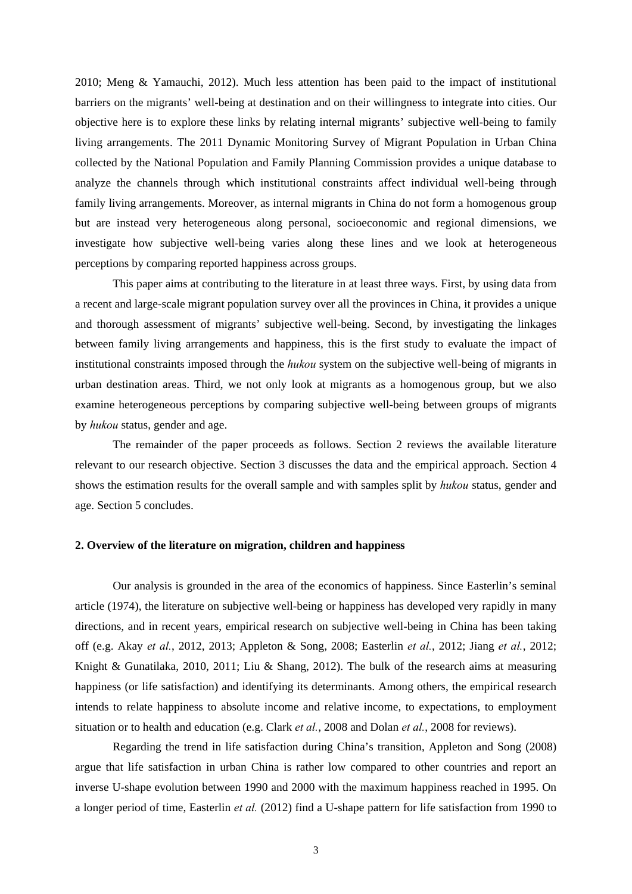2010; Meng & Yamauchi, 2012). Much less attention has been paid to the impact of institutional barriers on the migrants' well-being at destination and on their willingness to integrate into cities. Our objective here is to explore these links by relating internal migrants' subjective well-being to family living arrangements. The 2011 Dynamic Monitoring Survey of Migrant Population in Urban China collected by the National Population and Family Planning Commission provides a unique database to analyze the channels through which institutional constraints affect individual well-being through family living arrangements. Moreover, as internal migrants in China do not form a homogenous group but are instead very heterogeneous along personal, socioeconomic and regional dimensions, we investigate how subjective well-being varies along these lines and we look at heterogeneous perceptions by comparing reported happiness across groups.

This paper aims at contributing to the literature in at least three ways. First, by using data from a recent and large-scale migrant population survey over all the provinces in China, it provides a unique and thorough assessment of migrants' subjective well-being. Second, by investigating the linkages between family living arrangements and happiness, this is the first study to evaluate the impact of institutional constraints imposed through the *hukou* system on the subjective well-being of migrants in urban destination areas. Third, we not only look at migrants as a homogenous group, but we also examine heterogeneous perceptions by comparing subjective well-being between groups of migrants by *hukou* status, gender and age.

The remainder of the paper proceeds as follows. Section 2 reviews the available literature relevant to our research objective. Section 3 discusses the data and the empirical approach. Section 4 shows the estimation results for the overall sample and with samples split by *hukou* status, gender and age. Section 5 concludes.

## 2. Overview of the literature on migration, children and happiness

Our analysis is grounded in the area of the economics of happiness. Since Easterlin's seminal article (1974), the literature on subjective well-being or happiness has developed very rapidly in many directions, and in recent years, empirical research on subjective well-being in China has been taking off (e.g. Akay *et al.*, 2012, 2013; Appleton & Song, 2008; Easterlin *et al.*, 2012; Jiang *et al.*, 2012; Knight & Gunatilaka, 2010, 2011; Liu & Shang, 2012). The bulk of the research aims at measuring happiness (or life satisfaction) and identifying its determinants. Among others, the empirical research intends to relate happiness to absolute income and relative income, to expectations, to employment situation or to health and education (e.g. Clark *et al.*, 2008 and Dolan *et al.*, 2008 for reviews).

Regarding the trend in life satisfaction during China's transition, Appleton and Song (2008) argue that life satisfaction in urban China is rather low compared to other countries and report an inverse U-shape evolution between 1990 and 2000 with the maximum happiness reached in 1995. On a longer period of time, Easterlin *et al.* (2012) find a U-shape pattern for life satisfaction from 1990 to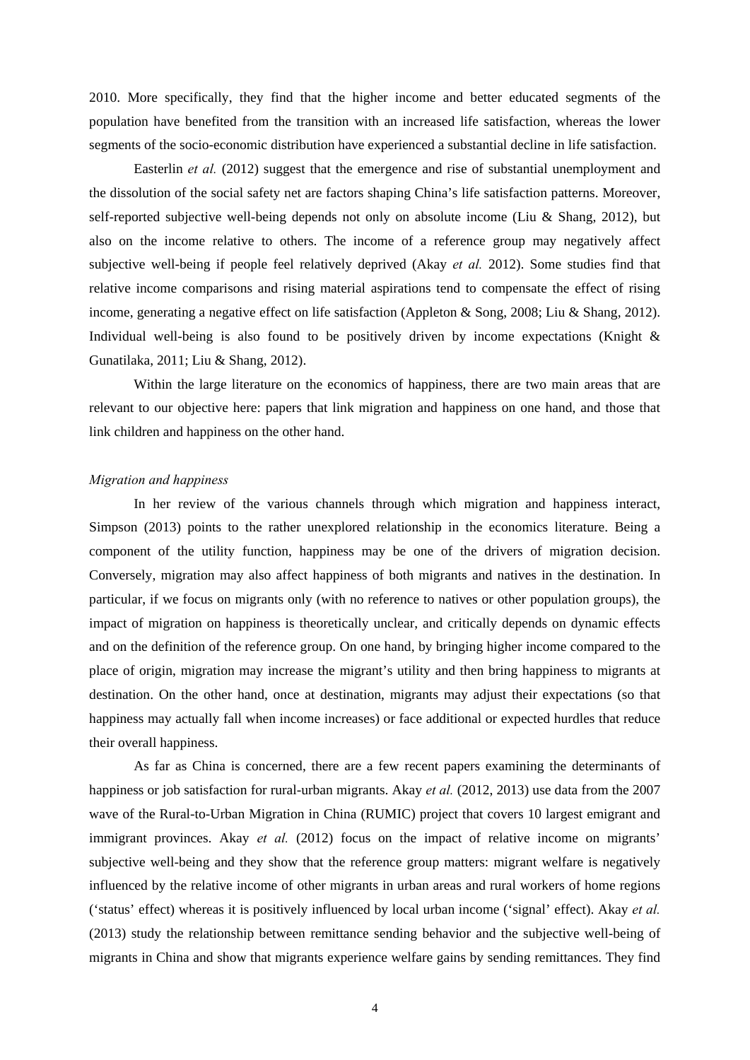2010. More specifically, they find that the higher income and better educated segments of the population have benefited from the transition with an increased life satisfaction, whereas the lower segments of the socio-economic distribution have experienced a substantial decline in life satisfaction.

Easterlin *et al.* (2012) suggest that the emergence and rise of substantial unemployment and the dissolution of the social safety net are factors shaping China's life satisfaction patterns. Moreover, self-reported subjective well-being depends not only on absolute income (Liu & Shang, 2012), but also on the income relative to others. The income of a reference group may negatively affect subjective well-being if people feel relatively deprived (Akay *et al.* 2012). Some studies find that relative income comparisons and rising material aspirations tend to compensate the effect of rising income, generating a negative effect on life satisfaction (Appleton & Song, 2008; Liu & Shang, 2012). Individual well-being is also found to be positively driven by income expectations (Knight & Gunatilaka, 2011; Liu & Shang, 2012).

Within the large literature on the economics of happiness, there are two main areas that are relevant to our objective here: papers that link migration and happiness on one hand, and those that link children and happiness on the other hand.

*Migration and happiness*

In her review of the various channels through which migration and happiness interact, Simpson (2013) points to the rather unexplored relationship in the economics literature. Being a component of the utility function, happiness may be one of the drivers of migration decision. Conversely, migration may also affect happiness of both migrants and natives in the destination. In particular, if we focus on migrants only (with no reference to natives or other population groups), the impact of migration on happiness is theoretically unclear, and critically depends on dynamic effects and on the definition of the reference group. On one hand, by bringing higher income compared to the place of origin, migration may increase the migrant's utility and then bring happiness to migrants at destination. On the other hand, once at destination, migrants may adjust their expectations (so that happiness may actually fall when income increases) or face additional or expected hurdles that reduce their overall happiness.

As far as China is concerned, there are a few recent papers examining the determinants of happiness or job satisfaction for rural-urban migrants. Akay *et al.* (2012, 2013) use data from the 2007 wave of the Rural-to-Urban Migration in China (RUMIC) project that covers 10 largest emigrant and immigrant provinces. Akay *et al.* (2012) focus on the impact of relative income on migrants' subjective well-being and they show that the reference group matters: migrant welfare is negatively influenced by the relative income of other migrants in urban areas and rural workers of home regions ('status' effect) whereas it is positively influenced by local urban income ('signal' effect). Akay *et al.* (2013) study the relationship between remittance sending behavior and the subjective well-being of migrants in China and show that migrants experience welfare gains by sending remittances. They find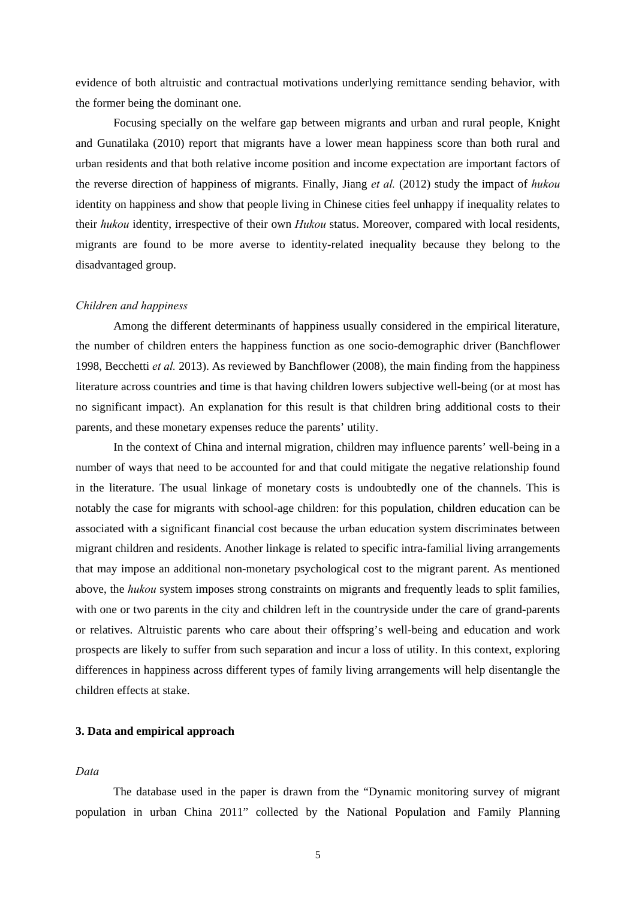evidence of both altruistic and contractual motivations underlying remittance sending behavior, with the former being the dominant one.

Focusing specially on the welfare gap between migrants and urban and rural people, Knight and Gunatilaka (2010) report that migrants have a lower mean happiness score than both rural and urban residents and that both relative income position and income expectation are important factors of the reverse direction of happiness of migrants. Finally, Jiang *et al.* (2012) study the impact of *hukou* identity on happiness and show that people living in Chinese cities feel unhappy if inequality relates to their *hukou* identity, irrespective of their own *Hukou* status. Moreover, compared with local residents, migrants are found to be more averse to identity-related inequality because they belong to the disadvantaged group.

*Children and happiness*

Among the different determinants of happiness usually considered in the empirical literature, the number of children enters the happiness function as one socio-demographic driver (Banchflower 1998, Becchetti *et al.* 2013). As reviewed by Banchflower (2008), the main finding from the happiness literature across countries and time is that having children lowers subjective well-being (or at most has no significant impact). An explanation for this result is that children bring additional costs to their parents, and these monetary expenses reduce the parents' utility.

In the context of China and internal migration, children may influence parents' well-being in a number of ways that need to be accounted for and that could mitigate the negative relationship found in the literature. The usual linkage of monetary costs is undoubtedly one of the channels. This is notably the case for migrants with school-age children: for this population, children education can be associated with a significant financial cost because the urban education system discriminates between migrant children and residents. Another linkage is related to specific intra-familial living arrangements that may impose an additional non-monetary psychological cost to the migrant parent. As mentioned above, the *hukou* system imposes strong constraints on migrants and frequently leads to split families, with one or two parents in the city and children left in the countryside under the care of grand-parents or relatives. Altruistic parents who care about their offspring's well-being and education and work prospects are likely to suffer from such separation and incur a loss of utility. In this context, exploring differences in happiness across different types of family living arrangements will help disentangle the children effects at stake.

## 3. Data and empirical approach

*Data*

The database used in the paper is drawn from the "Dynamic monitoring survey of migrant population in urban China 2011" collected by the National Population and Family Planning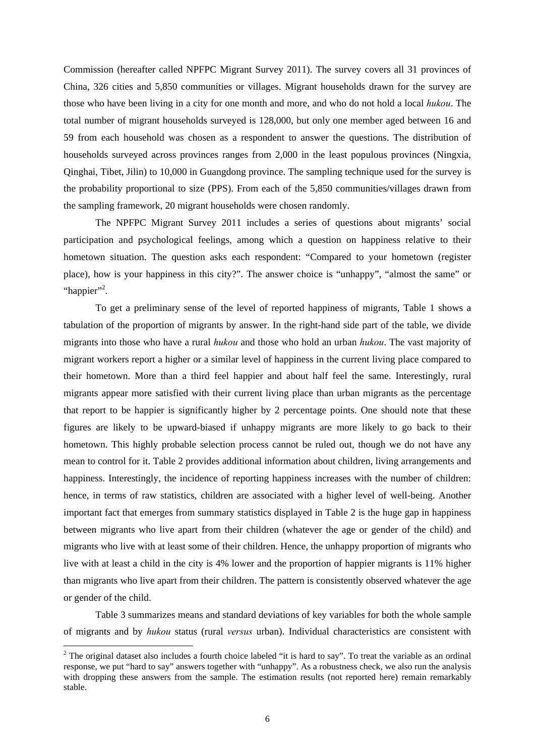Commission (hereafter called NPFPC Migrant Survey 2011). The survey covers all 31 provinces of China, 326 cities and 5,850 communities or villages. Migrant households drawn for the survey are those who have been living in a city for one month and more, and who do not hold a local *hukou*. The total number of migrant households surveyed is 128,000, but only one member aged between 16 and 59 from each household was chosen as a respondent to answer the questions. The distribution of households surveyed across provinces ranges from 2,000 in the least populous provinces (Ningxia, Qinghai, Tibet, Jilin) to 10,000 in Guangdong province. The sampling technique used for the survey is the probability proportional to size (PPS). From each of the 5,850 communities/villages drawn from the sampling framework, 20 migrant households were chosen randomly.

The NPFPC Migrant Survey 2011 includes a series of questions about migrants' social participation and psychological feelings, among which a question on happiness relative to their hometown situation. The question asks each respondent: "Compared to your hometown (register place), how is your happiness in this city?". The answer choice is "unhappy", "almost the same" or "happier"[2].

To get a preliminary sense of the level of reported happiness of migrants, Table 1 shows a tabulation of the proportion of migrants by answer. In the right-hand side part of the table, we divide migrants into those who have a rural *hukou* and those who hold an urban *hukou*. The vast majority of migrant workers report a higher or a similar level of happiness in the current living place compared to their hometown. More than a third feel happier and about half feel the same. Interestingly, rural migrants appear more satisfied with their current living place than urban migrants as the percentage that report to be happier is significantly higher by 2 percentage points. One should note that these figures are likely to be upward-biased if unhappy migrants are more likely to go back to their hometown. This highly probable selection process cannot be ruled out, though we do not have any mean to control for it. Table 2 provides additional information about children, living arrangements and happiness. Interestingly, the incidence of reporting happiness increases with the number of children: hence, in terms of raw statistics, children are associated with a higher level of well-being. Another important fact that emerges from summary statistics displayed in Table 2 is the huge gap in happiness between migrants who live apart from their children (whatever the age or gender of the child) and migrants who live with at least some of their children. Hence, the unhappy proportion of migrants who live with at least a child in the city is 4% lower and the proportion of happier migrants is 11% higher than migrants who live apart from their children. The pattern is consistently observed whatever the age or gender of the child.

Table 3 summarizes means and standard deviations of key variables for both the whole sample of migrants and by *hukou* status (rural *versus* urban). Individual characteristics are consistent with

[2] The original dataset also includes a fourth choice labeled "it is hard to say". To treat the variable as an ordinal response, we put "hard to say" answers together with "unhappy". As a robustness check, we also run the analysis with dropping these answers from the sample. The estimation results (not reported here) remain remarkably stable.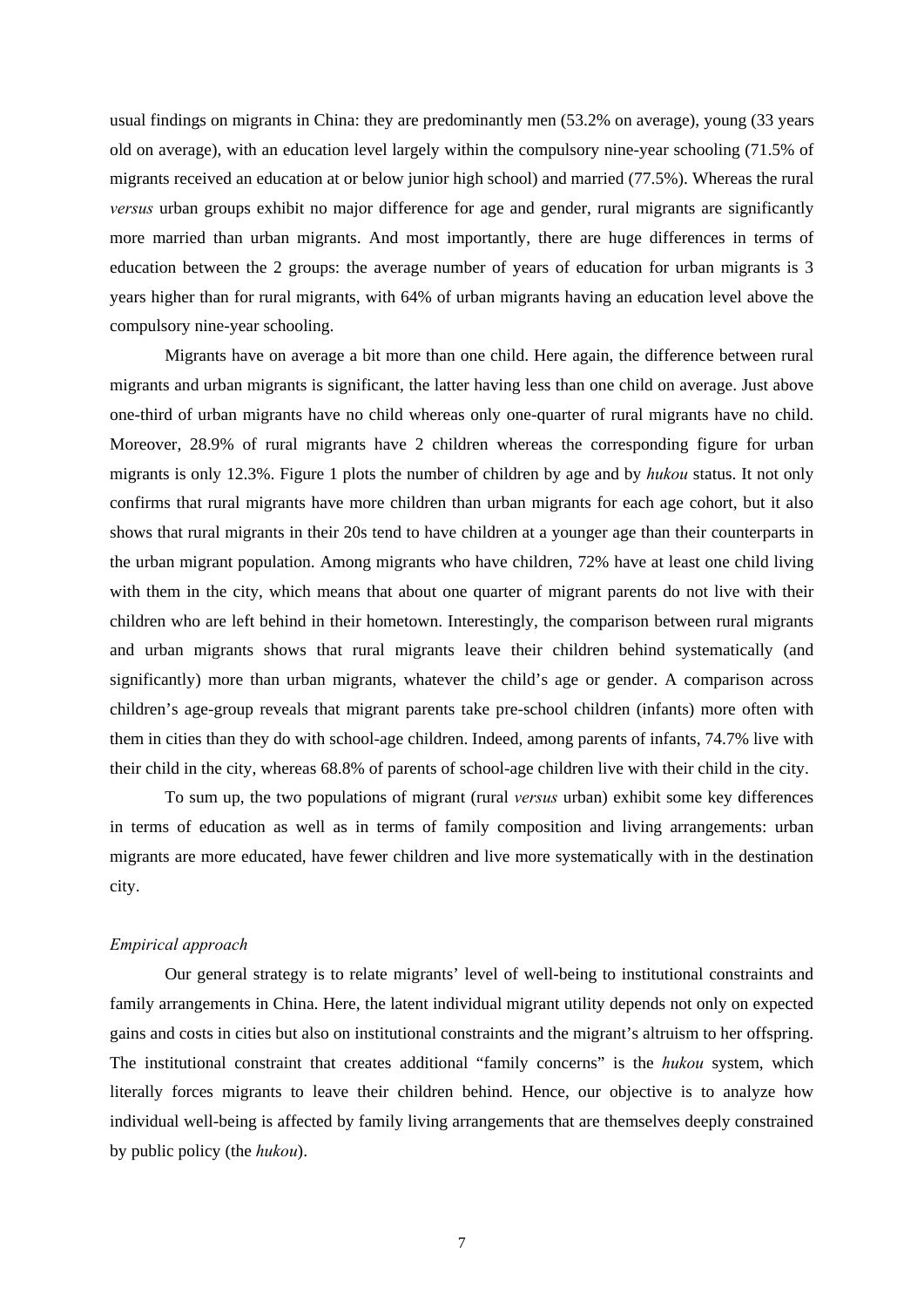usual findings on migrants in China: they are predominantly men (53.2% on average), young (33 years old on average), with an education level largely within the compulsory nine-year schooling (71.5% of migrants received an education at or below junior high school) and married (77.5%). Whereas the rural *versus* urban groups exhibit no major difference for age and gender, rural migrants are significantly more married than urban migrants. And most importantly, there are huge differences in terms of education between the 2 groups: the average number of years of education for urban migrants is 3 years higher than for rural migrants, with 64% of urban migrants having an education level above the compulsory nine-year schooling.

Migrants have on average a bit more than one child. Here again, the difference between rural migrants and urban migrants is significant, the latter having less than one child on average. Just above one-third of urban migrants have no child whereas only one-quarter of rural migrants have no child. Moreover, 28.9% of rural migrants have 2 children whereas the corresponding figure for urban migrants is only 12.3%. Figure 1 plots the number of children by age and by *hukou* status. It not only confirms that rural migrants have more children than urban migrants for each age cohort, but it also shows that rural migrants in their 20s tend to have children at a younger age than their counterparts in the urban migrant population. Among migrants who have children, 72% have at least one child living with them in the city, which means that about one quarter of migrant parents do not live with their children who are left behind in their hometown. Interestingly, the comparison between rural migrants and urban migrants shows that rural migrants leave their children behind systematically (and significantly) more than urban migrants, whatever the child's age or gender. A comparison across children's age-group reveals that migrant parents take pre-school children (infants) more often with them in cities than they do with school-age children. Indeed, among parents of infants, 74.7% live with their child in the city, whereas 68.8% of parents of school-age children live with their child in the city.

To sum up, the two populations of migrant (rural *versus* urban) exhibit some key differences in terms of education as well as in terms of family composition and living arrangements: urban migrants are more educated, have fewer children and live more systematically with in the destination city.

*Empirical approach*

Our general strategy is to relate migrants' level of well-being to institutional constraints and family arrangements in China. Here, the latent individual migrant utility depends not only on expected gains and costs in cities but also on institutional constraints and the migrant's altruism to her offspring. The institutional constraint that creates additional "family concerns" is the *hukou* system, which literally forces migrants to leave their children behind. Hence, our objective is to analyze how individual well-being is affected by family living arrangements that are themselves deeply constrained by public policy (the *hukou*).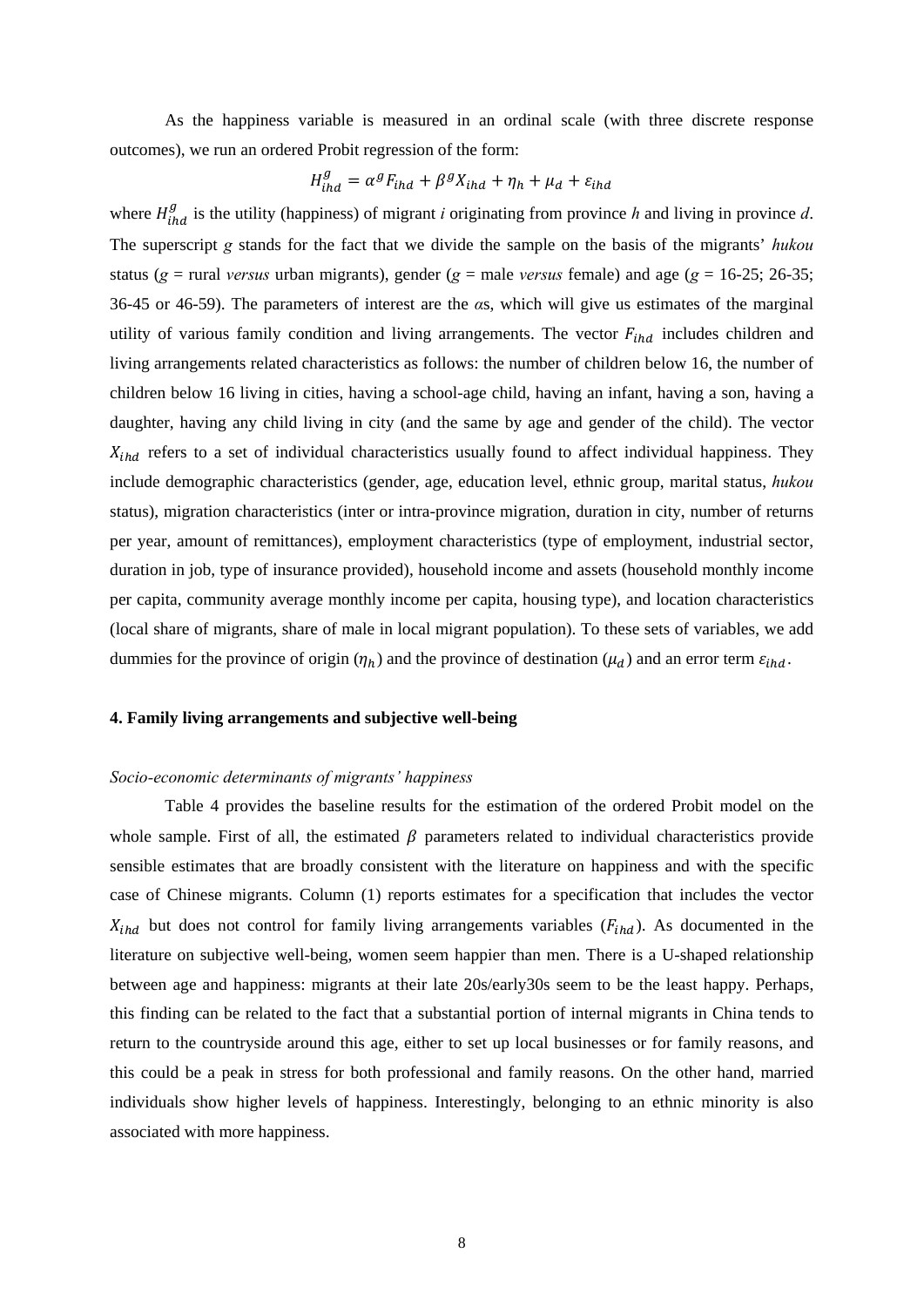As the happiness variable is measured in an ordinal scale (with three discrete response outcomes), we run an ordered Probit regression of the form:

$$H_{ihd}^{g} = \alpha^{g} F_{ihd} + \beta^{g} X_{ihd} + \eta_{h} + \mu_{d} + \varepsilon_{ihd}$$

where $H_{ihd}^{g}$ is the utility (happiness) of migrant *i* originating from province *h* and living in province *d*. The superscript *g* stands for the fact that we divide the sample on the basis of the migrants' *hukou* status (*g* = rural *versus* urban migrants), gender (*g* = male *versus* female) and age (*g* = 16-25; 26-35; 36-45 or 46-59). The parameters of interest are the $\alpha$s, which will give us estimates of the marginal utility of various family condition and living arrangements. The vector $F_{ihd}$ includes children and living arrangements related characteristics as follows: the number of children below 16, the number of children below 16 living in cities, having a school-age child, having an infant, having a son, having a daughter, having any child living in city (and the same by age and gender of the child). The vector $X_{ihd}$ refers to a set of individual characteristics usually found to affect individual happiness. They include demographic characteristics (gender, age, education level, ethnic group, marital status, *hukou* status), migration characteristics (inter or intra-province migration, duration in city, number of returns per year, amount of remittances), employment characteristics (type of employment, industrial sector, duration in job, type of insurance provided), household income and assets (household monthly income per capita, community average monthly income per capita, housing type), and location characteristics (local share of migrants, share of male in local migrant population). To these sets of variables, we add dummies for the province of origin ($\eta_h$) and the province of destination ($\mu_d$) and an error term $\varepsilon_{ihd}$.

## 4. Family living arrangements and subjective well-being

*Socio-economic determinants of migrants' happiness*

Table 4 provides the baseline results for the estimation of the ordered Probit model on the whole sample. First of all, the estimated $\beta$ parameters related to individual characteristics provide sensible estimates that are broadly consistent with the literature on happiness and with the specific case of Chinese migrants. Column (1) reports estimates for a specification that includes the vector $X_{ihd}$ but does not control for family living arrangements variables ($F_{ihd}$). As documented in the literature on subjective well-being, women seem happier than men. There is a U-shaped relationship between age and happiness: migrants at their late 20s/early30s seem to be the least happy. Perhaps, this finding can be related to the fact that a substantial portion of internal migrants in China tends to return to the countryside around this age, either to set up local businesses or for family reasons, and this could be a peak in stress for both professional and family reasons. On the other hand, married individuals show higher levels of happiness. Interestingly, belonging to an ethnic minority is also associated with more happiness.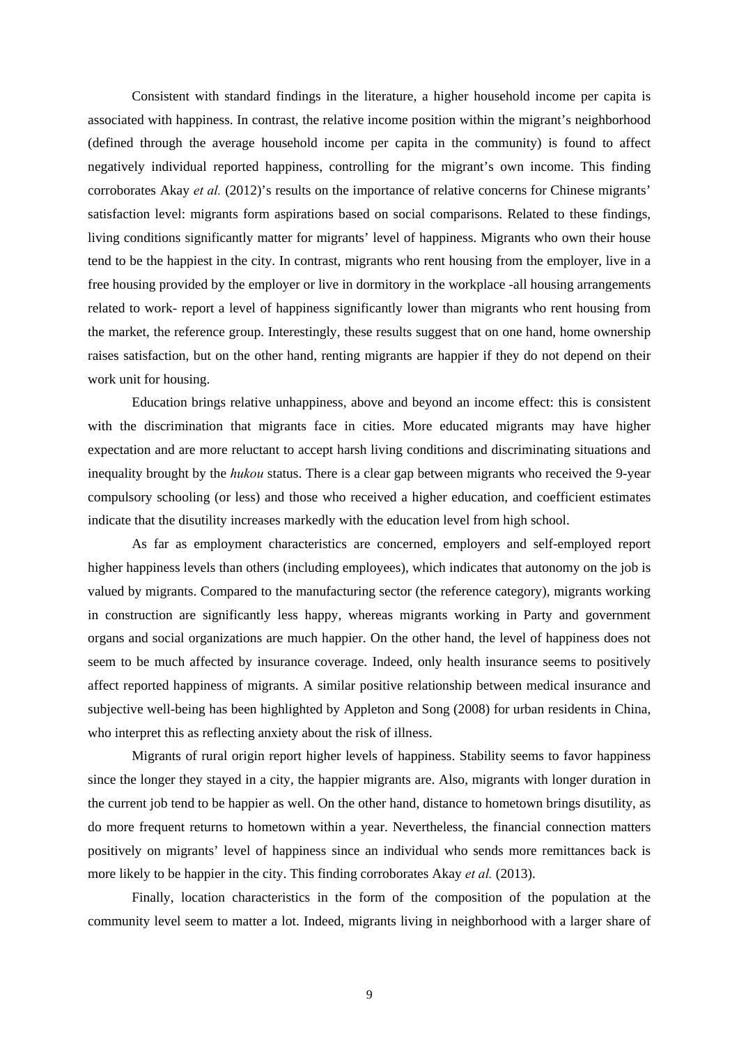Consistent with standard findings in the literature, a higher household income per capita is associated with happiness. In contrast, the relative income position within the migrant's neighborhood (defined through the average household income per capita in the community) is found to affect negatively individual reported happiness, controlling for the migrant's own income. This finding corroborates Akay *et al.* (2012)'s results on the importance of relative concerns for Chinese migrants' satisfaction level: migrants form aspirations based on social comparisons. Related to these findings, living conditions significantly matter for migrants' level of happiness. Migrants who own their house tend to be the happiest in the city. In contrast, migrants who rent housing from the employer, live in a free housing provided by the employer or live in dormitory in the workplace -all housing arrangements related to work- report a level of happiness significantly lower than migrants who rent housing from the market, the reference group. Interestingly, these results suggest that on one hand, home ownership raises satisfaction, but on the other hand, renting migrants are happier if they do not depend on their work unit for housing.

Education brings relative unhappiness, above and beyond an income effect: this is consistent with the discrimination that migrants face in cities. More educated migrants may have higher expectation and are more reluctant to accept harsh living conditions and discriminating situations and inequality brought by the *hukou* status. There is a clear gap between migrants who received the 9-year compulsory schooling (or less) and those who received a higher education, and coefficient estimates indicate that the disutility increases markedly with the education level from high school.

As far as employment characteristics are concerned, employers and self-employed report higher happiness levels than others (including employees), which indicates that autonomy on the job is valued by migrants. Compared to the manufacturing sector (the reference category), migrants working in construction are significantly less happy, whereas migrants working in Party and government organs and social organizations are much happier. On the other hand, the level of happiness does not seem to be much affected by insurance coverage. Indeed, only health insurance seems to positively affect reported happiness of migrants. A similar positive relationship between medical insurance and subjective well-being has been highlighted by Appleton and Song (2008) for urban residents in China, who interpret this as reflecting anxiety about the risk of illness.

Migrants of rural origin report higher levels of happiness. Stability seems to favor happiness since the longer they stayed in a city, the happier migrants are. Also, migrants with longer duration in the current job tend to be happier as well. On the other hand, distance to hometown brings disutility, as do more frequent returns to hometown within a year. Nevertheless, the financial connection matters positively on migrants' level of happiness since an individual who sends more remittances back is more likely to be happier in the city. This finding corroborates Akay *et al.* (2013).

Finally, location characteristics in the form of the composition of the population at the community level seem to matter a lot. Indeed, migrants living in neighborhood with a larger share of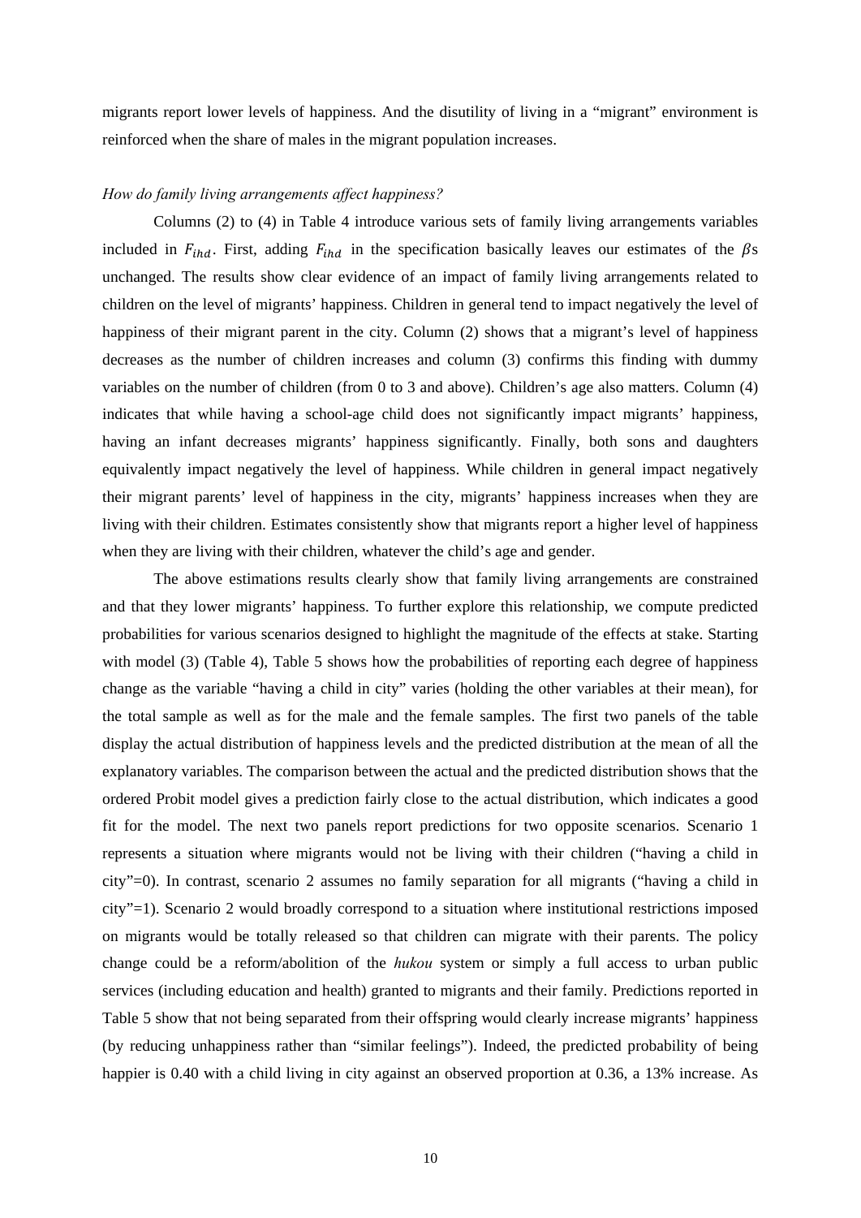migrants report lower levels of happiness. And the disutility of living in a "migrant" environment is reinforced when the share of males in the migrant population increases.

*How do family living arrangements affect happiness?*

Columns (2) to (4) in Table 4 introduce various sets of family living arrangements variables included in $F_{ihd}$. First, adding $F_{ihd}$ in the specification basically leaves our estimates of the $\beta$s unchanged. The results show clear evidence of an impact of family living arrangements related to children on the level of migrants' happiness. Children in general tend to impact negatively the level of happiness of their migrant parent in the city. Column (2) shows that a migrant's level of happiness decreases as the number of children increases and column (3) confirms this finding with dummy variables on the number of children (from 0 to 3 and above). Children's age also matters. Column (4) indicates that while having a school-age child does not significantly impact migrants' happiness, having an infant decreases migrants' happiness significantly. Finally, both sons and daughters equivalently impact negatively the level of happiness. While children in general impact negatively their migrant parents' level of happiness in the city, migrants' happiness increases when they are living with their children. Estimates consistently show that migrants report a higher level of happiness when they are living with their children, whatever the child's age and gender.

The above estimations results clearly show that family living arrangements are constrained and that they lower migrants' happiness. To further explore this relationship, we compute predicted probabilities for various scenarios designed to highlight the magnitude of the effects at stake. Starting with model (3) (Table 4), Table 5 shows how the probabilities of reporting each degree of happiness change as the variable "having a child in city" varies (holding the other variables at their mean), for the total sample as well as for the male and the female samples. The first two panels of the table display the actual distribution of happiness levels and the predicted distribution at the mean of all the explanatory variables. The comparison between the actual and the predicted distribution shows that the ordered Probit model gives a prediction fairly close to the actual distribution, which indicates a good fit for the model. The next two panels report predictions for two opposite scenarios. Scenario 1 represents a situation where migrants would not be living with their children ("having a child in city"=0). In contrast, scenario 2 assumes no family separation for all migrants ("having a child in city"=1). Scenario 2 would broadly correspond to a situation where institutional restrictions imposed on migrants would be totally released so that children can migrate with their parents. The policy change could be a reform/abolition of the *hukou* system or simply a full access to urban public services (including education and health) granted to migrants and their family. Predictions reported in Table 5 show that not being separated from their offspring would clearly increase migrants' happiness (by reducing unhappiness rather than "similar feelings"). Indeed, the predicted probability of being happier is 0.40 with a child living in city against an observed proportion at 0.36, a 13% increase. As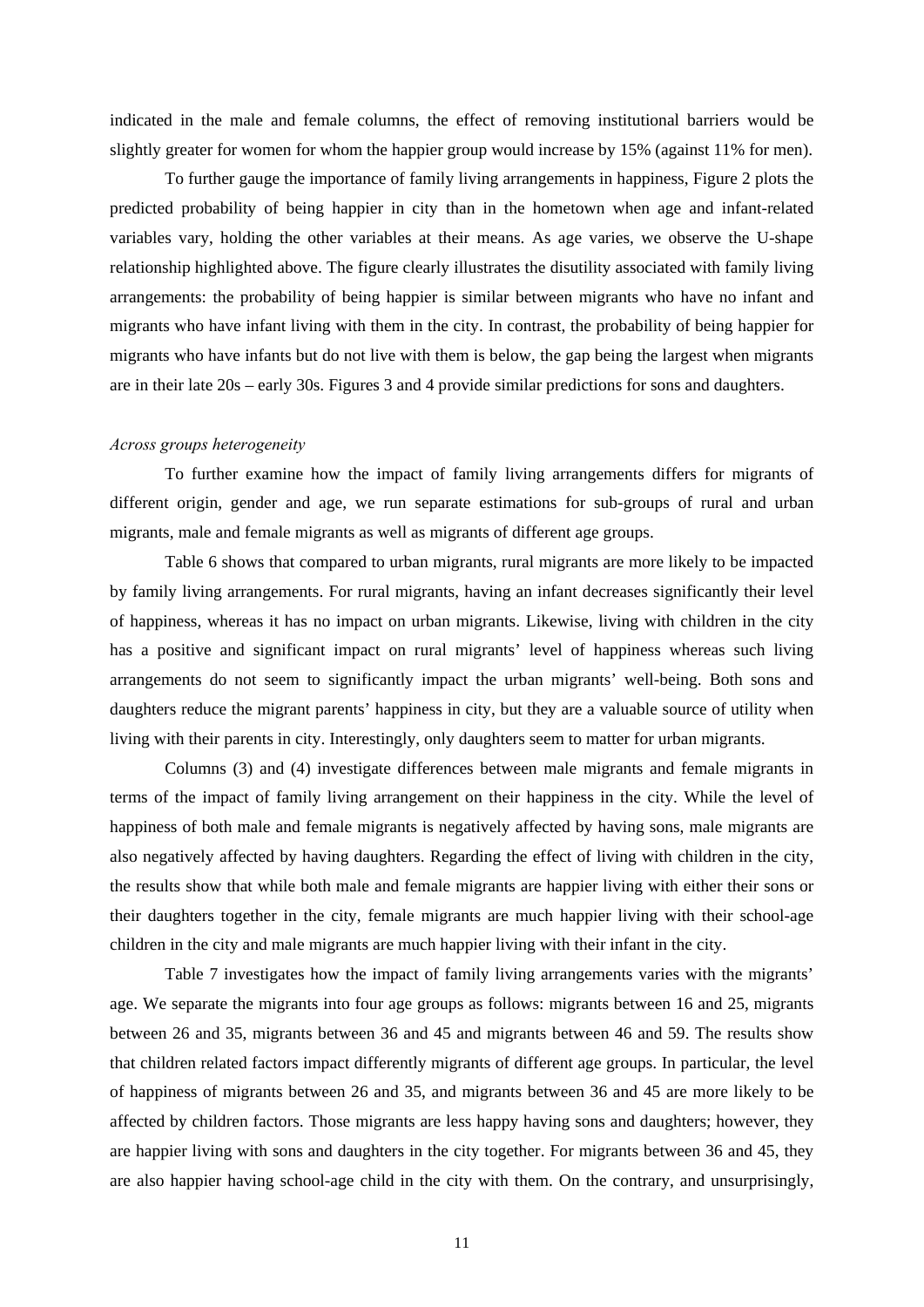indicated in the male and female columns, the effect of removing institutional barriers would be slightly greater for women for whom the happier group would increase by 15% (against 11% for men).

To further gauge the importance of family living arrangements in happiness, Figure 2 plots the predicted probability of being happier in city than in the hometown when age and infant-related variables vary, holding the other variables at their means. As age varies, we observe the U-shape relationship highlighted above. The figure clearly illustrates the disutility associated with family living arrangements: the probability of being happier is similar between migrants who have no infant and migrants who have infant living with them in the city. In contrast, the probability of being happier for migrants who have infants but do not live with them is below, the gap being the largest when migrants are in their late 20s – early 30s. Figures 3 and 4 provide similar predictions for sons and daughters.

*Across groups heterogeneity*

To further examine how the impact of family living arrangements differs for migrants of different origin, gender and age, we run separate estimations for sub-groups of rural and urban migrants, male and female migrants as well as migrants of different age groups.

Table 6 shows that compared to urban migrants, rural migrants are more likely to be impacted by family living arrangements. For rural migrants, having an infant decreases significantly their level of happiness, whereas it has no impact on urban migrants. Likewise, living with children in the city has a positive and significant impact on rural migrants' level of happiness whereas such living arrangements do not seem to significantly impact the urban migrants' well-being. Both sons and daughters reduce the migrant parents' happiness in city, but they are a valuable source of utility when living with their parents in city. Interestingly, only daughters seem to matter for urban migrants.

Columns (3) and (4) investigate differences between male migrants and female migrants in terms of the impact of family living arrangement on their happiness in the city. While the level of happiness of both male and female migrants is negatively affected by having sons, male migrants are also negatively affected by having daughters. Regarding the effect of living with children in the city, the results show that while both male and female migrants are happier living with either their sons or their daughters together in the city, female migrants are much happier living with their school-age children in the city and male migrants are much happier living with their infant in the city.

Table 7 investigates how the impact of family living arrangements varies with the migrants' age. We separate the migrants into four age groups as follows: migrants between 16 and 25, migrants between 26 and 35, migrants between 36 and 45 and migrants between 46 and 59. The results show that children related factors impact differently migrants of different age groups. In particular, the level of happiness of migrants between 26 and 35, and migrants between 36 and 45 are more likely to be affected by children factors. Those migrants are less happy having sons and daughters; however, they are happier living with sons and daughters in the city together. For migrants between 36 and 45, they are also happier having school-age child in the city with them. On the contrary, and unsurprisingly,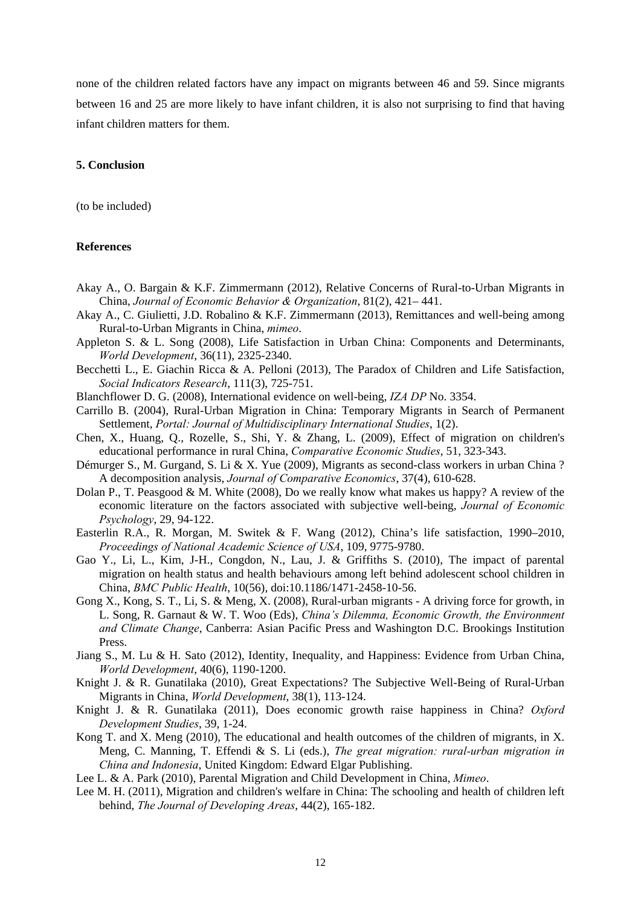none of the children related factors have any impact on migrants between 46 and 59. Since migrants between 16 and 25 are more likely to have infant children, it is also not surprising to find that having infant children matters for them.

**5. Conclusion**

(to be included)

**References**

Akay A., O. Bargain & K.F. Zimmermann (2012), Relative Concerns of Rural-to-Urban Migrants in China, *Journal of Economic Behavior & Organization*, 81(2), 421– 441.

Akay A., C. Giulietti, J.D. Robalino & K.F. Zimmermann (2013), Remittances and well-being among Rural-to-Urban Migrants in China, *mimeo*.

Appleton S. & L. Song (2008), Life Satisfaction in Urban China: Components and Determinants, *World Development*, 36(11), 2325-2340.

Becchetti L., E. Giachin Ricca & A. Pelloni (2013), The Paradox of Children and Life Satisfaction, *Social Indicators Research*, 111(3), 725-751.

Blanchflower D. G. (2008), International evidence on well-being, *IZA DP* No. 3354.

Carrillo B. (2004), Rural-Urban Migration in China: Temporary Migrants in Search of Permanent Settlement, *Portal: Journal of Multidisciplinary International Studies*, 1(2).

Chen, X., Huang, Q., Rozelle, S., Shi, Y. & Zhang, L. (2009), Effect of migration on children's educational performance in rural China, *Comparative Economic Studies*, 51, 323-343.

Démurger S., M. Gurgand, S. Li & X. Yue (2009), Migrants as second-class workers in urban China ? A decomposition analysis, *Journal of Comparative Economics*, 37(4), 610-628.

Dolan P., T. Peasgood & M. White (2008), Do we really know what makes us happy? A review of the economic literature on the factors associated with subjective well-being, *Journal of Economic Psychology*, 29, 94-122.

Easterlin R.A., R. Morgan, M. Switek & F. Wang (2012), China's life satisfaction, 1990–2010, *Proceedings of National Academic Science of USA*, 109, 9775-9780.

Gao Y., Li, L., Kim, J-H., Congdon, N., Lau, J. & Griffiths S. (2010), The impact of parental migration on health status and health behaviours among left behind adolescent school children in China, *BMC Public Health*, 10(56), doi:10.1186/1471-2458-10-56.

Gong X., Kong, S. T., Li, S. & Meng, X. (2008), Rural-urban migrants - A driving force for growth, in L. Song, R. Garnaut & W. T. Woo (Eds), *China's Dilemma, Economic Growth, the Environment and Climate Change*, Canberra: Asian Pacific Press and Washington D.C. Brookings Institution Press.

Jiang S., M. Lu & H. Sato (2012), Identity, Inequality, and Happiness: Evidence from Urban China, *World Development*, 40(6), 1190-1200.

Knight J. & R. Gunatilaka (2010), Great Expectations? The Subjective Well-Being of Rural-Urban Migrants in China, *World Development*, 38(1), 113-124.

Knight J. & R. Gunatilaka (2011), Does economic growth raise happiness in China? *Oxford Development Studies*, 39, 1-24.

Kong T. and X. Meng (2010), The educational and health outcomes of the children of migrants, in X. Meng, C. Manning, T. Effendi & S. Li (eds.), *The great migration: rural-urban migration in China and Indonesia*, United Kingdom: Edward Elgar Publishing.

Lee L. & A. Park (2010), Parental Migration and Child Development in China, *Mimeo*.

Lee M. H. (2011), Migration and children's welfare in China: The schooling and health of children left behind, *The Journal of Developing Areas*, 44(2), 165-182.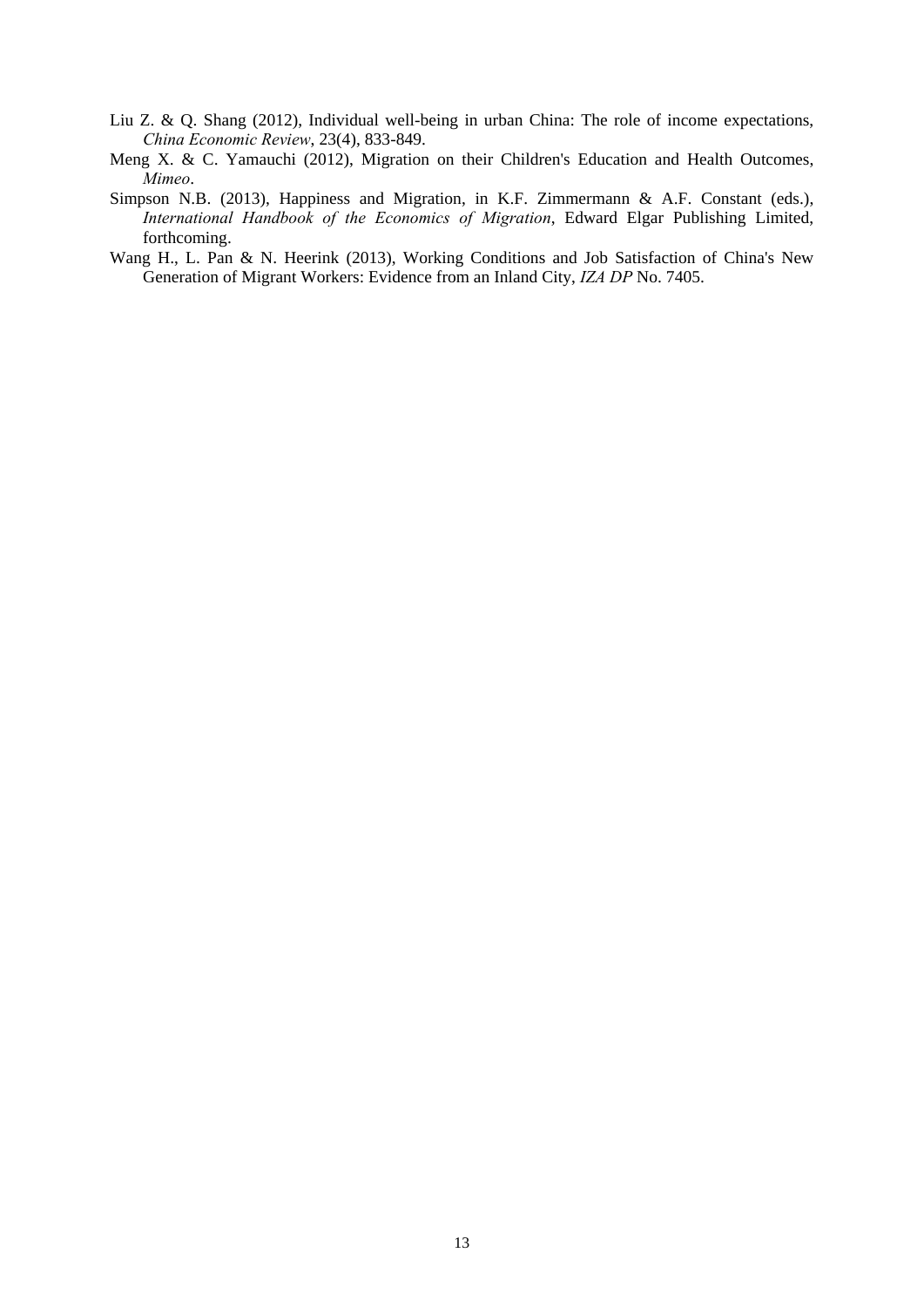Liu Z. & Q. Shang (2012), Individual well-being in urban China: The role of income expectations, *China Economic Review*, 23(4), 833-849.

Meng X. & C. Yamauchi (2012), Migration on their Children's Education and Health Outcomes, *Mimeo*.

Simpson N.B. (2013), Happiness and Migration, in K.F. Zimmermann & A.F. Constant (eds.), *International Handbook of the Economics of Migration*, Edward Elgar Publishing Limited, forthcoming.

Wang H., L. Pan & N. Heerink (2013), Working Conditions and Job Satisfaction of China's New Generation of Migrant Workers: Evidence from an Inland City, *IZA DP* No. 7405.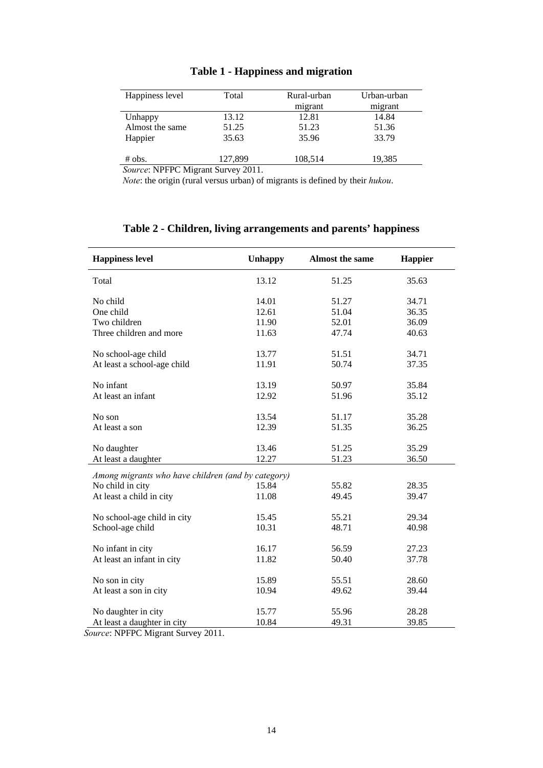**Table 1 - Happiness and migration**

| Happiness level | Total | Rural-urban migrant | Urban-urban migrant |
|---|---|---|---|
| Unhappy | 13.12 | 12.81 | 14.84 |
| Almost the same | 51.25 | 51.23 | 51.36 |
| Happier | 35.63 | 35.96 | 33.79 |
| # obs. | 127,899 | 108,514 | 19,385 |

*Source*: NPFPC Migrant Survey 2011.

*Note*: the origin (rural versus urban) of migrants is defined by their *hukou*.

**Table 2 - Children, living arrangements and parents' happiness**

| **Happiness level** | **Unhappy** | **Almost the same** | **Happier** |
|---|---|---|---|
| Total | 13.12 | 51.25 | 35.63 |
| No child | 14.01 | 51.27 | 34.71 |
| One child | 12.61 | 51.04 | 36.35 |
| Two children | 11.90 | 52.01 | 36.09 |
| Three children and more | 11.63 | 47.74 | 40.63 |
| No school-age child | 13.77 | 51.51 | 34.71 |
| At least a school-age child | 11.91 | 50.74 | 37.35 |
| No infant | 13.19 | 50.97 | 35.84 |
| At least an infant | 12.92 | 51.96 | 35.12 |
| No son | 13.54 | 51.17 | 35.28 |
| At least a son | 12.39 | 51.35 | 36.25 |
| No daughter | 13.46 | 51.25 | 35.29 |
| At least a daughter | 12.27 | 51.23 | 36.50 |
| *Among migrants who have children (and by category)* | | | |
| No child in city | 15.84 | 55.82 | 28.35 |
| At least a child in city | 11.08 | 49.45 | 39.47 |
| No school-age child in city | 15.45 | 55.21 | 29.34 |
| School-age child | 10.31 | 48.71 | 40.98 |
| No infant in city | 16.17 | 56.59 | 27.23 |
| At least an infant in city | 11.82 | 50.40 | 37.78 |
| No son in city | 15.89 | 55.51 | 28.60 |
| At least a son in city | 10.94 | 49.62 | 39.44 |
| No daughter in city | 15.77 | 55.96 | 28.28 |
| At least a daughter in city | 10.84 | 49.31 | 39.85 |

*Source*: NPFPC Migrant Survey 2011.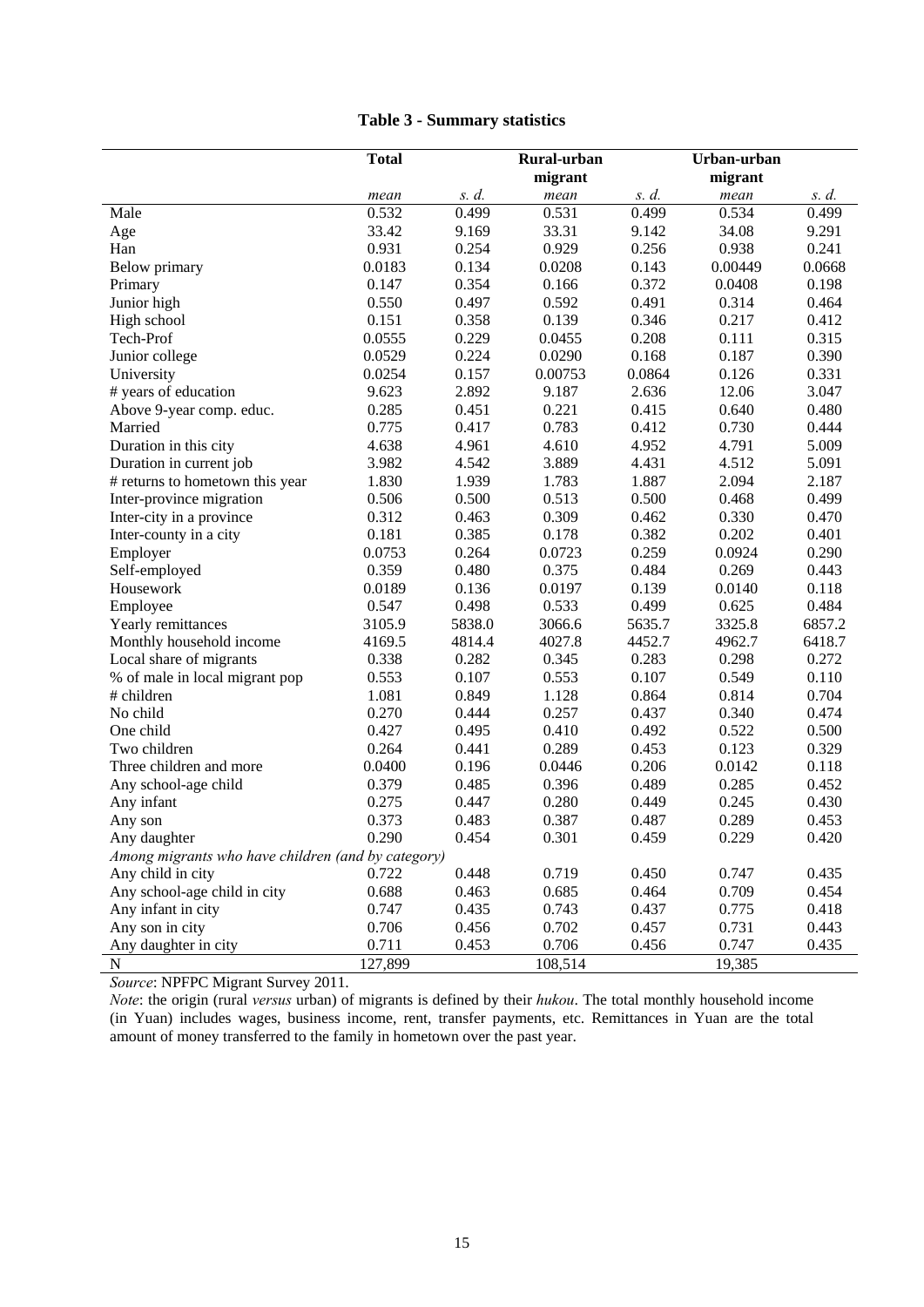**Table 3 - Summary statistics**

| | Total | | Rural-urban migrant | | Urban-urban migrant | |
|---|---|---|---|---|---|---|
| | *mean* | *s. d.* | *mean* | *s. d.* | *mean* | *s. d.* |
| Male | 0.532 | 0.499 | 0.531 | 0.499 | 0.534 | 0.499 |
| Age | 33.42 | 9.169 | 33.31 | 9.142 | 34.08 | 9.291 |
| Han | 0.931 | 0.254 | 0.929 | 0.256 | 0.938 | 0.241 |
| Below primary | 0.0183 | 0.134 | 0.0208 | 0.143 | 0.00449 | 0.0668 |
| Primary | 0.147 | 0.354 | 0.166 | 0.372 | 0.0408 | 0.198 |
| Junior high | 0.550 | 0.497 | 0.592 | 0.491 | 0.314 | 0.464 |
| High school | 0.151 | 0.358 | 0.139 | 0.346 | 0.217 | 0.412 |
| Tech-Prof | 0.0555 | 0.229 | 0.0455 | 0.208 | 0.111 | 0.315 |
| Junior college | 0.0529 | 0.224 | 0.0290 | 0.168 | 0.187 | 0.390 |
| University | 0.0254 | 0.157 | 0.00753 | 0.0864 | 0.126 | 0.331 |
| # years of education | 9.623 | 2.892 | 9.187 | 2.636 | 12.06 | 3.047 |
| Above 9-year comp. educ. | 0.285 | 0.451 | 0.221 | 0.415 | 0.640 | 0.480 |
| Married | 0.775 | 0.417 | 0.783 | 0.412 | 0.730 | 0.444 |
| Duration in this city | 4.638 | 4.961 | 4.610 | 4.952 | 4.791 | 5.009 |
| Duration in current job | 3.982 | 4.542 | 3.889 | 4.431 | 4.512 | 5.091 |
| # returns to hometown this year | 1.830 | 1.939 | 1.783 | 1.887 | 2.094 | 2.187 |
| Inter-province migration | 0.506 | 0.500 | 0.513 | 0.500 | 0.468 | 0.499 |
| Inter-city in a province | 0.312 | 0.463 | 0.309 | 0.462 | 0.330 | 0.470 |
| Inter-county in a city | 0.181 | 0.385 | 0.178 | 0.382 | 0.202 | 0.401 |
| Employer | 0.0753 | 0.264 | 0.0723 | 0.259 | 0.0924 | 0.290 |
| Self-employed | 0.359 | 0.480 | 0.375 | 0.484 | 0.269 | 0.443 |
| Housework | 0.0189 | 0.136 | 0.0197 | 0.139 | 0.0140 | 0.118 |
| Employee | 0.547 | 0.498 | 0.533 | 0.499 | 0.625 | 0.484 |
| Yearly remittances | 3105.9 | 5838.0 | 3066.6 | 5635.7 | 3325.8 | 6857.2 |
| Monthly household income | 4169.5 | 4814.4 | 4027.8 | 4452.7 | 4962.7 | 6418.7 |
| Local share of migrants | 0.338 | 0.282 | 0.345 | 0.283 | 0.298 | 0.272 |
| % of male in local migrant pop | 0.553 | 0.107 | 0.553 | 0.107 | 0.549 | 0.110 |
| # children | 1.081 | 0.849 | 1.128 | 0.864 | 0.814 | 0.704 |
| No child | 0.270 | 0.444 | 0.257 | 0.437 | 0.340 | 0.474 |
| One child | 0.427 | 0.495 | 0.410 | 0.492 | 0.522 | 0.500 |
| Two children | 0.264 | 0.441 | 0.289 | 0.453 | 0.123 | 0.329 |
| Three children and more | 0.0400 | 0.196 | 0.0446 | 0.206 | 0.0142 | 0.118 |
| Any school-age child | 0.379 | 0.485 | 0.396 | 0.489 | 0.285 | 0.452 |
| Any infant | 0.275 | 0.447 | 0.280 | 0.449 | 0.245 | 0.430 |
| Any son | 0.373 | 0.483 | 0.387 | 0.487 | 0.289 | 0.453 |
| Any daughter | 0.290 | 0.454 | 0.301 | 0.459 | 0.229 | 0.420 |
| *Among migrants who have children (and by category)* | | | | | | |
| Any child in city | 0.722 | 0.448 | 0.719 | 0.450 | 0.747 | 0.435 |
| Any school-age child in city | 0.688 | 0.463 | 0.685 | 0.464 | 0.709 | 0.454 |
| Any infant in city | 0.747 | 0.435 | 0.743 | 0.437 | 0.775 | 0.418 |
| Any son in city | 0.706 | 0.456 | 0.702 | 0.457 | 0.731 | 0.443 |
| Any daughter in city | 0.711 | 0.453 | 0.706 | 0.456 | 0.747 | 0.435 |
| N | 127,899 | | 108,514 | | 19,385 | |

*Source*: NPFPC Migrant Survey 2011.

*Note*: the origin (rural *versus* urban) of migrants is defined by their *hukou*. The total monthly household income (in Yuan) includes wages, business income, rent, transfer payments, etc. Remittances in Yuan are the total amount of money transferred to the family in hometown over the past year.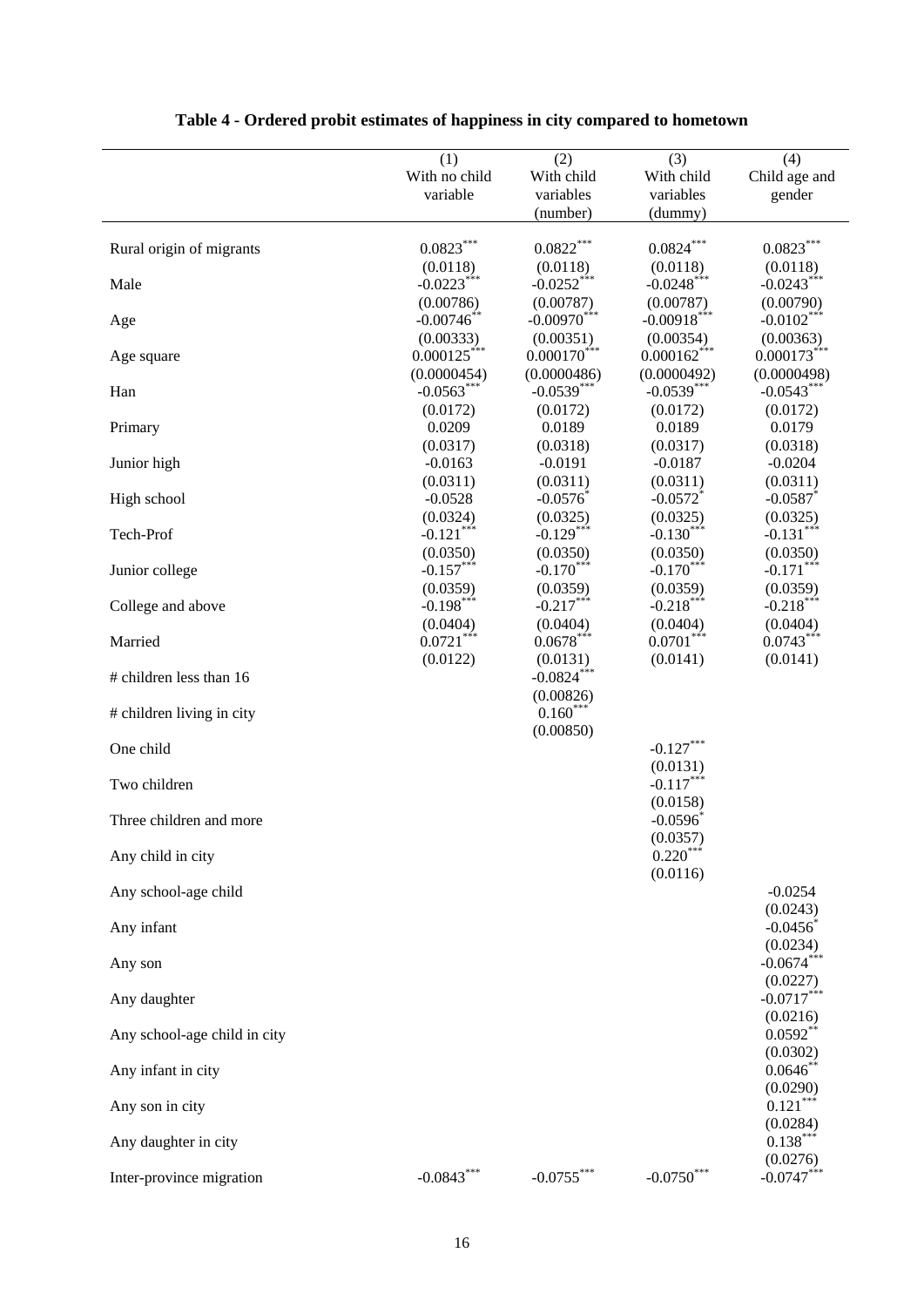**Table 4 - Ordered probit estimates of happiness in city compared to hometown**

| | (1) With no child variable | (2) With child variables (number) | (3) With child variables (dummy) | (4) Child age and gender |
|---|---|---|---|---|
| Rural origin of migrants | 0.0823*** | 0.0822*** | 0.0824*** | 0.0823*** |
| | (0.0118) | (0.0118) | (0.0118) | (0.0118) |
| Male | -0.0223*** | -0.0252*** | -0.0248*** | -0.0243*** |
| | (0.00786) | (0.00787) | (0.00787) | (0.00790) |
| Age | -0.00746** | -0.00970*** | -0.00918*** | -0.0102*** |
| | (0.00333) | (0.00351) | (0.00354) | (0.00363) |
| Age square | 0.000125*** | 0.000170*** | 0.000162*** | 0.000173*** |
| | (0.0000454) | (0.0000486) | (0.0000492) | (0.0000498) |
| Han | -0.0563*** | -0.0539*** | -0.0539*** | -0.0543*** |
| | (0.0172) | (0.0172) | (0.0172) | (0.0172) |
| Primary | 0.0209 | 0.0189 | 0.0189 | 0.0179 |
| | (0.0317) | (0.0318) | (0.0317) | (0.0318) |
| Junior high | -0.0163 | -0.0191 | -0.0187 | -0.0204 |
| | (0.0311) | (0.0311) | (0.0311) | (0.0311) |
| High school | -0.0528 | -0.0576* | -0.0572* | -0.0587* |
| | (0.0324) | (0.0325) | (0.0325) | (0.0325) |
| Tech-Prof | -0.121*** | -0.129*** | -0.130*** | -0.131*** |
| | (0.0350) | (0.0350) | (0.0350) | (0.0350) |
| Junior college | -0.157*** | -0.170*** | -0.170*** | -0.171*** |
| | (0.0359) | (0.0359) | (0.0359) | (0.0359) |
| College and above | -0.198*** | -0.217*** | -0.218*** | -0.218*** |
| | (0.0404) | (0.0404) | (0.0404) | (0.0404) |
| Married | 0.0721*** | 0.0678*** | 0.0701*** | 0.0743*** |
| | (0.0122) | (0.0131) | (0.0141) | (0.0141) |
| # children less than 16 | | -0.0824*** | | |
| | | (0.00826) | | |
| # children living in city | | 0.160*** | | |
| | | (0.00850) | | |
| One child | | | -0.127*** | |
| | | | (0.0131) | |
| Two children | | | -0.117*** | |
| | | | (0.0158) | |
| Three children and more | | | -0.0596* | |
| | | | (0.0357) | |
| Any child in city | | | 0.220*** | |
| | | | (0.0116) | |
| Any school-age child | | | | -0.0254 |
| | | | | (0.0243) |
| Any infant | | | | -0.0456* |
| | | | | (0.0234) |
| Any son | | | | -0.0674*** |
| | | | | (0.0227) |
| Any daughter | | | | -0.0717*** |
| | | | | (0.0216) |
| Any school-age child in city | | | | 0.0592** |
| | | | | (0.0302) |
| Any infant in city | | | | 0.0646** |
| | | | | (0.0290) |
| Any son in city | | | | 0.121*** |
| | | | | (0.0284) |
| Any daughter in city | | | | 0.138*** |
| | | | | (0.0276) |
| Inter-province migration | -0.0843*** | -0.0755*** | -0.0750*** | -0.0747*** |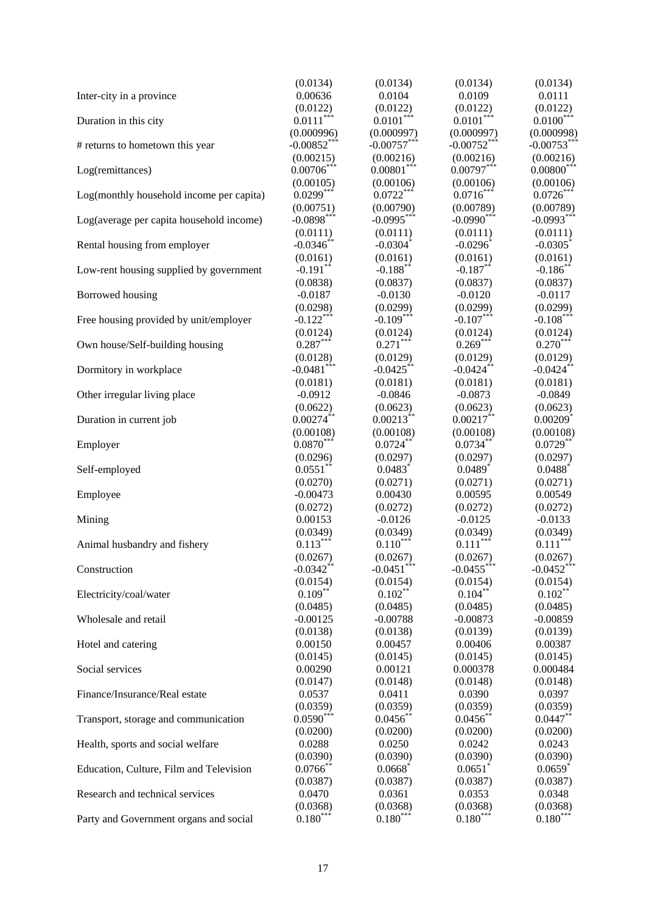|  |  |  |  |  |
|---|---|---|---|---|
|  | (0.0134) | (0.0134) | (0.0134) | (0.0134) |
| Inter-city in a province | 0.00636 | 0.0104 | 0.0109 | 0.0111 |
|  | (0.0122) | (0.0122) | (0.0122) | (0.0122) |
| Duration in this city | 0.0111*** | 0.0101*** | 0.0101*** | 0.0100*** |
|  | (0.000996) | (0.000997) | (0.000997) | (0.000998) |
| # returns to hometown this year | -0.00852*** | -0.00757*** | -0.00752*** | -0.00753*** |
|  | (0.00215) | (0.00216) | (0.00216) | (0.00216) |
| Log(remittances) | 0.00706*** | 0.00801*** | 0.00797*** | 0.00800*** |
|  | (0.00105) | (0.00106) | (0.00106) | (0.00106) |
| Log(monthly household income per capita) | 0.0299*** | 0.0722*** | 0.0716*** | 0.0726*** |
|  | (0.00751) | (0.00790) | (0.00789) | (0.00789) |
| Log(average per capita household income) | -0.0898*** | -0.0995*** | -0.0990*** | -0.0993*** |
|  | (0.0111) | (0.0111) | (0.0111) | (0.0111) |
| Rental housing from employer | -0.0346** | -0.0304* | -0.0296* | -0.0305* |
|  | (0.0161) | (0.0161) | (0.0161) | (0.0161) |
| Low-rent housing supplied by government | -0.191** | -0.188** | -0.187** | -0.186** |
|  | (0.0838) | (0.0837) | (0.0837) | (0.0837) |
| Borrowed housing | -0.0187 | -0.0130 | -0.0120 | -0.0117 |
|  | (0.0298) | (0.0299) | (0.0299) | (0.0299) |
| Free housing provided by unit/employer | -0.122*** | -0.109*** | -0.107*** | -0.108*** |
|  | (0.0124) | (0.0124) | (0.0124) | (0.0124) |
| Own house/Self-building housing | 0.287*** | 0.271*** | 0.269*** | 0.270*** |
|  | (0.0128) | (0.0129) | (0.0129) | (0.0129) |
| Dormitory in workplace | -0.0481*** | -0.0425** | -0.0424** | -0.0424** |
|  | (0.0181) | (0.0181) | (0.0181) | (0.0181) |
| Other irregular living place | -0.0912 | -0.0846 | -0.0873 | -0.0849 |
|  | (0.0622) | (0.0623) | (0.0623) | (0.0623) |
| Duration in current job | 0.00274** | 0.00213** | 0.00217** | 0.00209* |
|  | (0.00108) | (0.00108) | (0.00108) | (0.00108) |
| Employer | 0.0870*** | 0.0724** | 0.0734** | 0.0729** |
|  | (0.0296) | (0.0297) | (0.0297) | (0.0297) |
| Self-employed | 0.0551** | 0.0483* | 0.0489* | 0.0488* |
|  | (0.0270) | (0.0271) | (0.0271) | (0.0271) |
| Employee | -0.00473 | 0.00430 | 0.00595 | 0.00549 |
|  | (0.0272) | (0.0272) | (0.0272) | (0.0272) |
| Mining | 0.00153 | -0.0126 | -0.0125 | -0.0133 |
|  | (0.0349) | (0.0349) | (0.0349) | (0.0349) |
| Animal husbandry and fishery | 0.113*** | 0.110*** | 0.111*** | 0.111*** |
|  | (0.0267) | (0.0267) | (0.0267) | (0.0267) |
| Construction | -0.0342** | -0.0451*** | -0.0455*** | -0.0452*** |
|  | (0.0154) | (0.0154) | (0.0154) | (0.0154) |
| Electricity/coal/water | 0.109** | 0.102** | 0.104** | 0.102** |
|  | (0.0485) | (0.0485) | (0.0485) | (0.0485) |
| Wholesale and retail | -0.00125 | -0.00788 | -0.00873 | -0.00859 |
|  | (0.0138) | (0.0138) | (0.0139) | (0.0139) |
| Hotel and catering | 0.00150 | 0.00457 | 0.00406 | 0.00387 |
|  | (0.0145) | (0.0145) | (0.0145) | (0.0145) |
| Social services | 0.00290 | 0.00121 | 0.000378 | 0.000484 |
|  | (0.0147) | (0.0148) | (0.0148) | (0.0148) |
| Finance/Insurance/Real estate | 0.0537 | 0.0411 | 0.0390 | 0.0397 |
|  | (0.0359) | (0.0359) | (0.0359) | (0.0359) |
| Transport, storage and communication | 0.0590*** | 0.0456** | 0.0456** | 0.0447** |
|  | (0.0200) | (0.0200) | (0.0200) | (0.0200) |
| Health, sports and social welfare | 0.0288 | 0.0250 | 0.0242 | 0.0243 |
|  | (0.0390) | (0.0390) | (0.0390) | (0.0390) |
| Education, Culture, Film and Television | 0.0766** | 0.0668* | 0.0651* | 0.0659* |
|  | (0.0387) | (0.0387) | (0.0387) | (0.0387) |
| Research and technical services | 0.0470 | 0.0361 | 0.0353 | 0.0348 |
|  | (0.0368) | (0.0368) | (0.0368) | (0.0368) |
| Party and Government organs and social | 0.180*** | 0.180*** | 0.180*** | 0.180*** |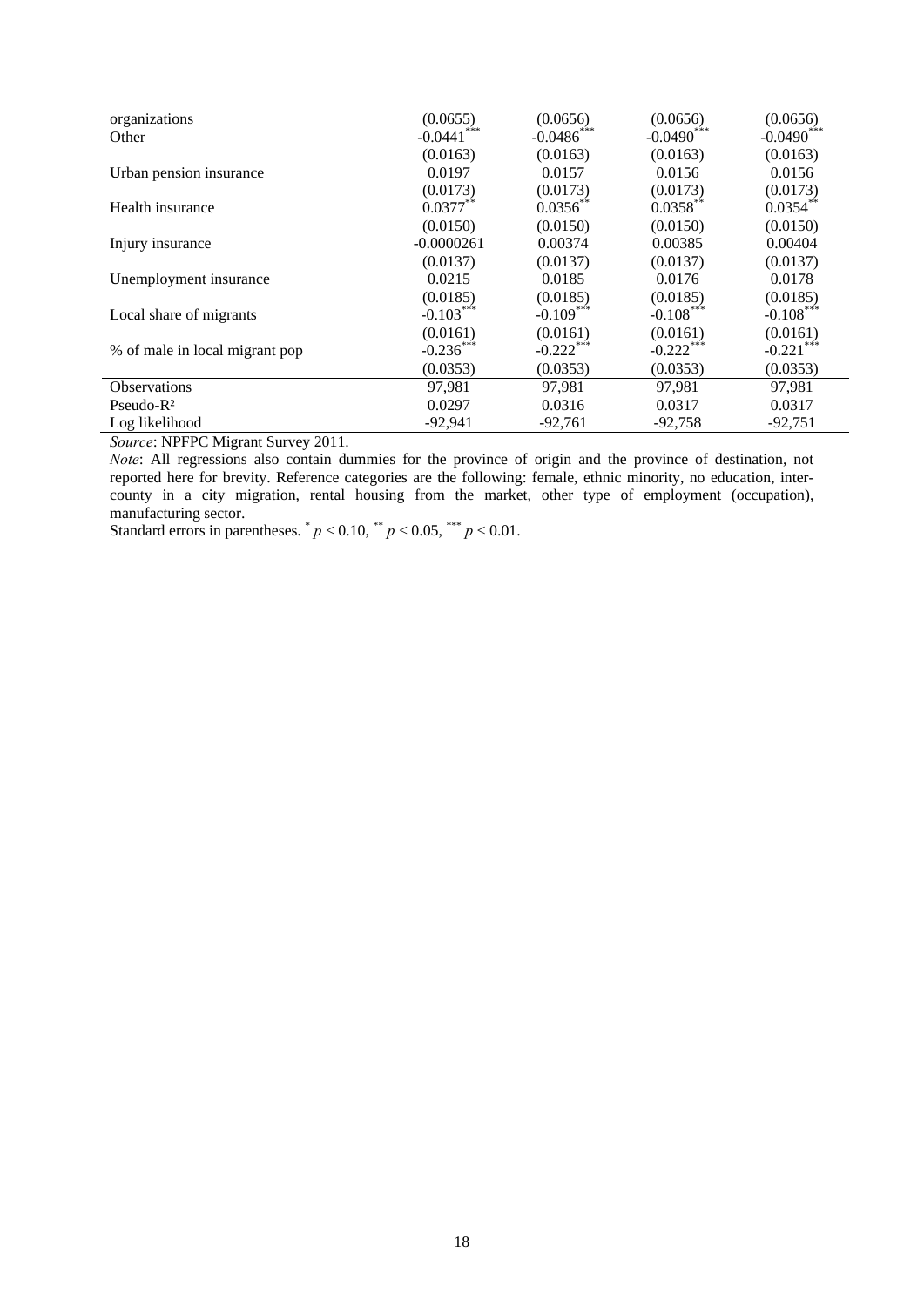| | | | | |
|---|---|---|---|---|
| organizations | (0.0655) | (0.0656) | (0.0656) | (0.0656) |
| Other | -0.0441*** | -0.0486*** | -0.0490*** | -0.0490*** |
| | (0.0163) | (0.0163) | (0.0163) | (0.0163) |
| Urban pension insurance | 0.0197 | 0.0157 | 0.0156 | 0.0156 |
| | (0.0173) | (0.0173) | (0.0173) | (0.0173) |
| Health insurance | 0.0377** | 0.0356** | 0.0358** | 0.0354** |
| | (0.0150) | (0.0150) | (0.0150) | (0.0150) |
| Injury insurance | -0.0000261 | 0.00374 | 0.00385 | 0.00404 |
| | (0.0137) | (0.0137) | (0.0137) | (0.0137) |
| Unemployment insurance | 0.0215 | 0.0185 | 0.0176 | 0.0178 |
| | (0.0185) | (0.0185) | (0.0185) | (0.0185) |
| Local share of migrants | -0.103*** | -0.109*** | -0.108*** | -0.108*** |
| | (0.0161) | (0.0161) | (0.0161) | (0.0161) |
| % of male in local migrant pop | -0.236*** | -0.222*** | -0.222*** | -0.221*** |
| | (0.0353) | (0.0353) | (0.0353) | (0.0353) |
| Observations | 97,981 | 97,981 | 97,981 | 97,981 |
| Pseudo-$R^2$ | 0.0297 | 0.0316 | 0.0317 | 0.0317 |
| Log likelihood | -92,941 | -92,761 | -92,758 | -92,751 |

*Source*: NPFPC Migrant Survey 2011.

*Note*: All regressions also contain dummies for the province of origin and the province of destination, not reported here for brevity. Reference categories are the following: female, ethnic minority, no education, inter-county in a city migration, rental housing from the market, other type of employment (occupation), manufacturing sector.

Standard errors in parentheses. * $p < 0.10$, ** $p < 0.05$, *** $p < 0.01$.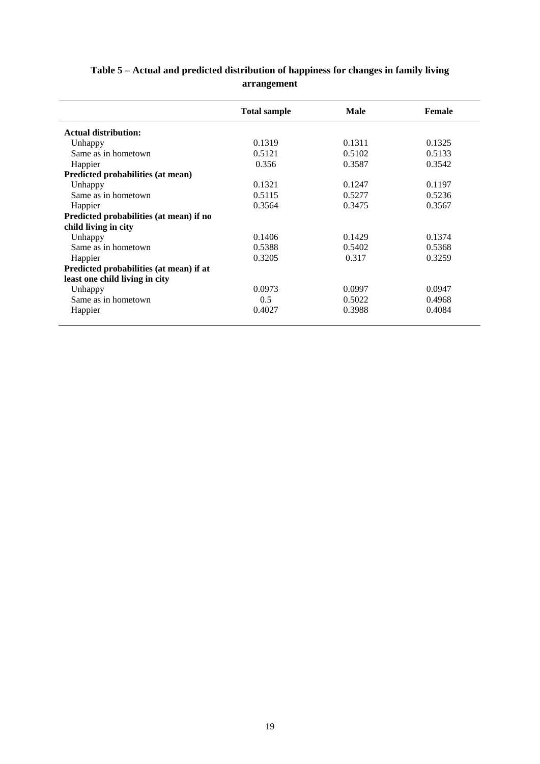**Table 5 – Actual and predicted distribution of happiness for changes in family living arrangement**

| | Total sample | Male | Female |
|---|---|---|---|
| **Actual distribution:** | | | |
| Unhappy | 0.1319 | 0.1311 | 0.1325 |
| Same as in hometown | 0.5121 | 0.5102 | 0.5133 |
| Happier | 0.356 | 0.3587 | 0.3542 |
| **Predicted probabilities (at mean)** | | | |
| Unhappy | 0.1321 | 0.1247 | 0.1197 |
| Same as in hometown | 0.5115 | 0.5277 | 0.5236 |
| Happier | 0.3564 | 0.3475 | 0.3567 |
| **Predicted probabilities (at mean) if no child living in city** | | | |
| Unhappy | 0.1406 | 0.1429 | 0.1374 |
| Same as in hometown | 0.5388 | 0.5402 | 0.5368 |
| Happier | 0.3205 | 0.317 | 0.3259 |
| **Predicted probabilities (at mean) if at least one child living in city** | | | |
| Unhappy | 0.0973 | 0.0997 | 0.0947 |
| Same as in hometown | 0.5 | 0.5022 | 0.4968 |
| Happier | 0.4027 | 0.3988 | 0.4084 |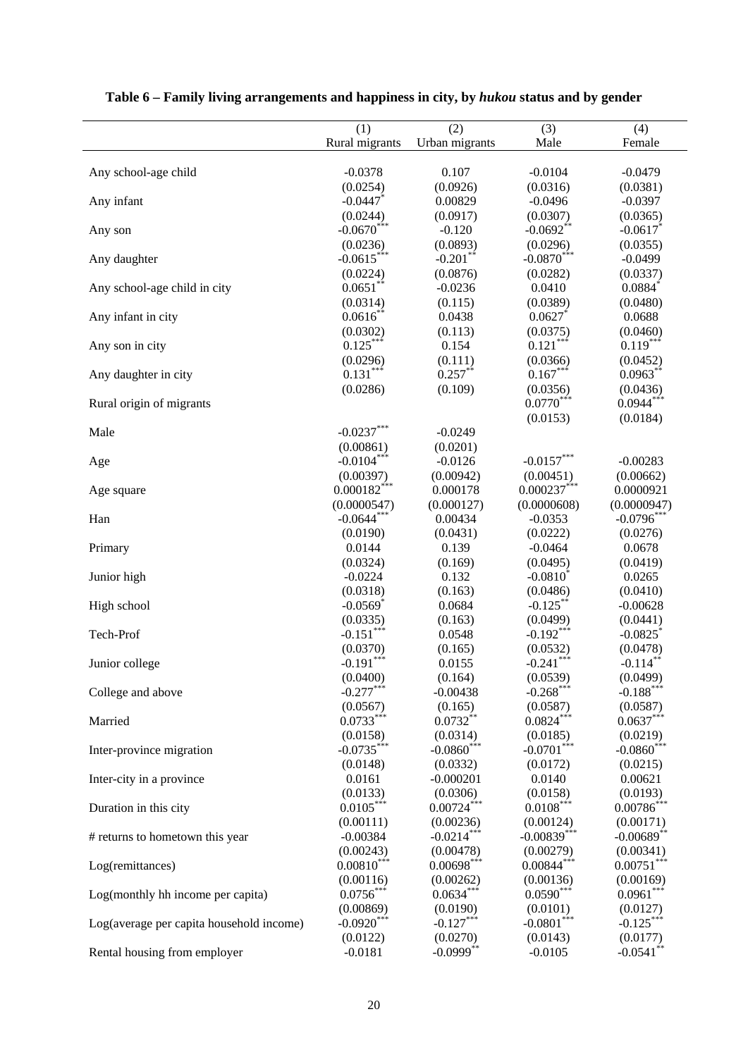**Table 6 – Family living arrangements and happiness in city, by *hukou* status and by gender**

| | (1) Rural migrants | (2) Urban migrants | (3) Male | (4) Female |
|---|---|---|---|---|
| Any school-age child | -0.0378 | 0.107 | -0.0104 | -0.0479 |
| | (0.0254) | (0.0926) | (0.0316) | (0.0381) |
| Any infant | -0.0447* | 0.00829 | -0.0496 | -0.0397 |
| | (0.0244) | (0.0917) | (0.0307) | (0.0365) |
| Any son | -0.0670*** | -0.120 | -0.0692** | -0.0617* |
| | (0.0236) | (0.0893) | (0.0296) | (0.0355) |
| Any daughter | -0.0615*** | -0.201** | -0.0870*** | -0.0499 |
| | (0.0224) | (0.0876) | (0.0282) | (0.0337) |
| Any school-age child in city | 0.0651** | -0.0236 | 0.0410 | 0.0884* |
| | (0.0314) | (0.115) | (0.0389) | (0.0480) |
| Any infant in city | 0.0616** | 0.0438 | 0.0627* | 0.0688 |
| | (0.0302) | (0.113) | (0.0375) | (0.0460) |
| Any son in city | 0.125*** | 0.154 | 0.121*** | 0.119*** |
| | (0.0296) | (0.111) | (0.0366) | (0.0452) |
| Any daughter in city | 0.131*** | 0.257** | 0.167*** | 0.0963** |
| | (0.0286) | (0.109) | (0.0356) | (0.0436) |
| Rural origin of migrants | | | 0.0770*** | 0.0944*** |
| | | | (0.0153) | (0.0184) |
| Male | -0.0237*** | -0.0249 | | |
| | (0.00861) | (0.0201) | | |
| Age | -0.0104*** | -0.0126 | -0.0157*** | -0.00283 |
| | (0.00397) | (0.00942) | (0.00451) | (0.00662) |
| Age square | 0.000182*** | 0.000178 | 0.000237*** | 0.0000921 |
| | (0.0000547) | (0.000127) | (0.0000608) | (0.0000947) |
| Han | -0.0644*** | 0.00434 | -0.0353 | -0.0796*** |
| | (0.0190) | (0.0431) | (0.0222) | (0.0276) |
| Primary | 0.0144 | 0.139 | -0.0464 | 0.0678 |
| | (0.0324) | (0.169) | (0.0495) | (0.0419) |
| Junior high | -0.0224 | 0.132 | -0.0810* | 0.0265 |
| | (0.0318) | (0.163) | (0.0486) | (0.0410) |
| High school | -0.0569* | 0.0684 | -0.125** | -0.00628 |
| | (0.0335) | (0.163) | (0.0499) | (0.0441) |
| Tech-Prof | -0.151*** | 0.0548 | -0.192*** | -0.0825* |
| | (0.0370) | (0.165) | (0.0532) | (0.0478) |
| Junior college | -0.191*** | 0.0155 | -0.241*** | -0.114** |
| | (0.0400) | (0.164) | (0.0539) | (0.0499) |
| College and above | -0.277*** | -0.00438 | -0.268*** | -0.188*** |
| | (0.0567) | (0.165) | (0.0587) | (0.0587) |
| Married | 0.0733*** | 0.0732** | 0.0824*** | 0.0637*** |
| | (0.0158) | (0.0314) | (0.0185) | (0.0219) |
| Inter-province migration | -0.0735*** | -0.0860*** | -0.0701*** | -0.0860*** |
| | (0.0148) | (0.0332) | (0.0172) | (0.0215) |
| Inter-city in a province | 0.0161 | -0.000201 | 0.0140 | 0.00621 |
| | (0.0133) | (0.0306) | (0.0158) | (0.0193) |
| Duration in this city | 0.0105*** | 0.00724*** | 0.0108*** | 0.00786*** |
| | (0.00111) | (0.00236) | (0.00124) | (0.00171) |
| # returns to hometown this year | -0.00384 | -0.0214*** | -0.00839*** | -0.00689** |
| | (0.00243) | (0.00478) | (0.00279) | (0.00341) |
| Log(remittances) | 0.00810*** | 0.00698*** | 0.00844*** | 0.00751*** |
| | (0.00116) | (0.00262) | (0.00136) | (0.00169) |
| Log(monthly hh income per capita) | 0.0756*** | 0.0634*** | 0.0590*** | 0.0961*** |
| | (0.00869) | (0.0190) | (0.0101) | (0.0127) |
| Log(average per capita household income) | -0.0920*** | -0.127*** | -0.0801*** | -0.125*** |
| | (0.0122) | (0.0270) | (0.0143) | (0.0177) |
| Rental housing from employer | -0.0181 | -0.0999** | -0.0105 | -0.0541** |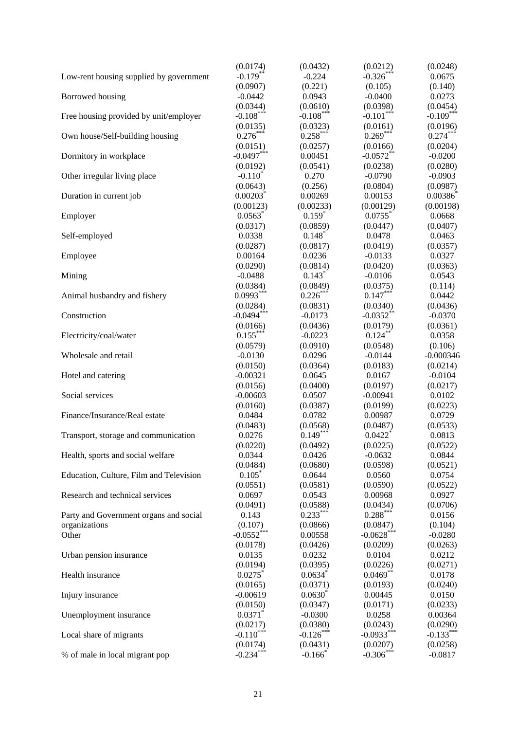| | | | | |
|---|---|---|---|---|
| | (0.0174) | (0.0432) | (0.0212) | (0.0248) |
| Low-rent housing supplied by government | -0.179*** | -0.224 | -0.326*** | 0.0675 |
| | (0.0907) | (0.221) | (0.105) | (0.140) |
| Borrowed housing | -0.0442 | 0.0943 | -0.0400 | 0.0273 |
| | (0.0344) | (0.0610) | (0.0398) | (0.0454) |
| Free housing provided by unit/employer | -0.108*** | -0.108*** | -0.101*** | -0.109*** |
| | (0.0135) | (0.0323) | (0.0161) | (0.0196) |
| Own house/Self-building housing | 0.276*** | 0.258*** | 0.269*** | 0.274*** |
| | (0.0151) | (0.0257) | (0.0166) | (0.0204) |
| Dormitory in workplace | -0.0497*** | 0.00451 | -0.0572** | -0.0200 |
| | (0.0192) | (0.0541) | (0.0238) | (0.0280) |
| Other irregular living place | -0.110* | 0.270 | -0.0790 | -0.0903 |
| | (0.0643) | (0.256) | (0.0804) | (0.0987) |
| Duration in current job | 0.00203* | 0.00269 | 0.00153 | 0.00386* |
| | (0.00123) | (0.00233) | (0.00129) | (0.00198) |
| Employer | 0.0563* | 0.159* | 0.0755* | 0.0668 |
| | (0.0317) | (0.0859) | (0.0447) | (0.0407) |
| Self-employed | 0.0338 | 0.148* | 0.0478 | 0.0463 |
| | (0.0287) | (0.0817) | (0.0419) | (0.0357) |
| Employee | 0.00164 | 0.0236 | -0.0133 | 0.0327 |
| | (0.0290) | (0.0814) | (0.0420) | (0.0363) |
| Mining | -0.0488 | 0.143* | -0.0106 | 0.0543 |
| | (0.0384) | (0.0849) | (0.0375) | (0.114) |
| Animal husbandry and fishery | 0.0993*** | 0.226*** | 0.147*** | 0.0442 |
| | (0.0284) | (0.0831) | (0.0340) | (0.0436) |
| Construction | -0.0494*** | -0.0173 | -0.0352** | -0.0370 |
| | (0.0166) | (0.0436) | (0.0179) | (0.0361) |
| Electricity/coal/water | 0.155*** | -0.0223 | 0.124** | 0.0358 |
| | (0.0579) | (0.0910) | (0.0548) | (0.106) |
| Wholesale and retail | -0.0130 | 0.0296 | -0.0144 | -0.000346 |
| | (0.0150) | (0.0364) | (0.0183) | (0.0214) |
| Hotel and catering | -0.00321 | 0.0645 | 0.0167 | -0.0104 |
| | (0.0156) | (0.0400) | (0.0197) | (0.0217) |
| Social services | -0.00603 | 0.0507 | -0.00941 | 0.0102 |
| | (0.0160) | (0.0387) | (0.0199) | (0.0223) |
| Finance/Insurance/Real estate | 0.0484 | 0.0782 | 0.00987 | 0.0729 |
| | (0.0483) | (0.0568) | (0.0487) | (0.0533) |
| Transport, storage and communication | 0.0276 | 0.149*** | 0.0422* | 0.0813 |
| | (0.0220) | (0.0492) | (0.0225) | (0.0522) |
| Health, sports and social welfare | 0.0344 | 0.0426 | -0.0632 | 0.0844 |
| | (0.0484) | (0.0680) | (0.0598) | (0.0521) |
| Education, Culture, Film and Television | 0.105* | 0.0644 | 0.0560 | 0.0754 |
| | (0.0551) | (0.0581) | (0.0590) | (0.0522) |
| Research and technical services | 0.0697 | 0.0543 | 0.00968 | 0.0927 |
| | (0.0491) | (0.0588) | (0.0434) | (0.0706) |
| Party and Government organs and social organizations | 0.143 | 0.233*** | 0.288*** | 0.0156 |
| | (0.107) | (0.0866) | (0.0847) | (0.104) |
| Other | -0.0552*** | 0.00558 | -0.0628*** | -0.0280 |
| | (0.0178) | (0.0426) | (0.0209) | (0.0263) |
| Urban pension insurance | 0.0135 | 0.0232 | 0.0104 | 0.0212 |
| | (0.0194) | (0.0395) | (0.0226) | (0.0271) |
| Health insurance | 0.0275* | 0.0634* | 0.0469** | 0.0178 |
| | (0.0165) | (0.0371) | (0.0193) | (0.0240) |
| Injury insurance | -0.00619 | 0.0630* | 0.00445 | 0.0150 |
| | (0.0150) | (0.0347) | (0.0171) | (0.0233) |
| Unemployment insurance | 0.0371* | -0.0300 | 0.0258 | 0.00364 |
| | (0.0217) | (0.0380) | (0.0243) | (0.0290) |
| Local share of migrants | -0.110*** | -0.126*** | -0.0933*** | -0.133*** |
| | (0.0174) | (0.0431) | (0.0207) | (0.0258) |
| % of male in local migrant pop | -0.234*** | -0.166* | -0.306*** | -0.0817 |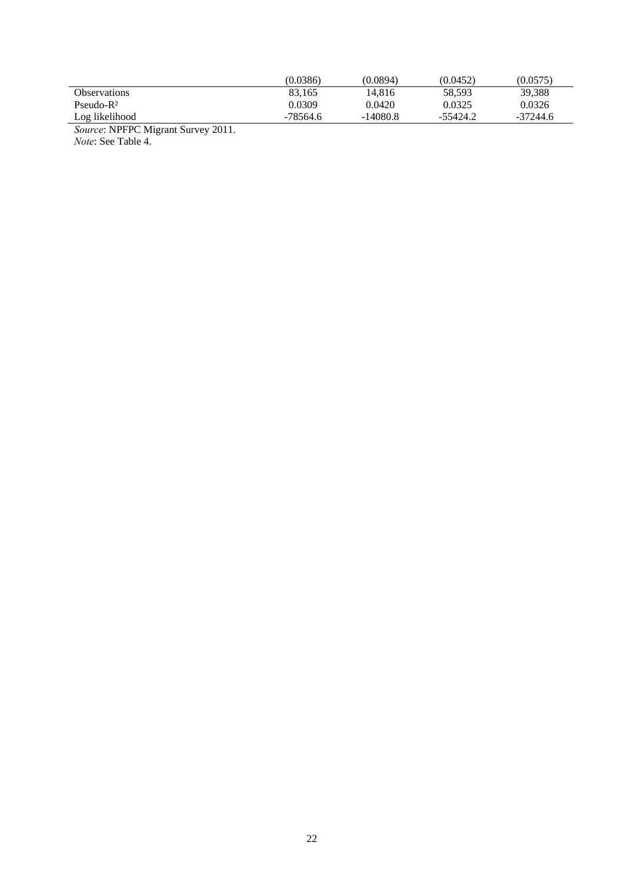| | | | | |
|---|---|---|---|---|
| | (0.0386) | (0.0894) | (0.0452) | (0.0575) |
| Observations | 83,165 | 14,816 | 58,593 | 39,388 |
| Pseudo-$R^2$ | 0.0309 | 0.0420 | 0.0325 | 0.0326 |
| Log likelihood | -78564.6 | -14080.8 | -55424.2 | -37244.6 |

*Source*: NPFPC Migrant Survey 2011.
*Note*: See Table 4.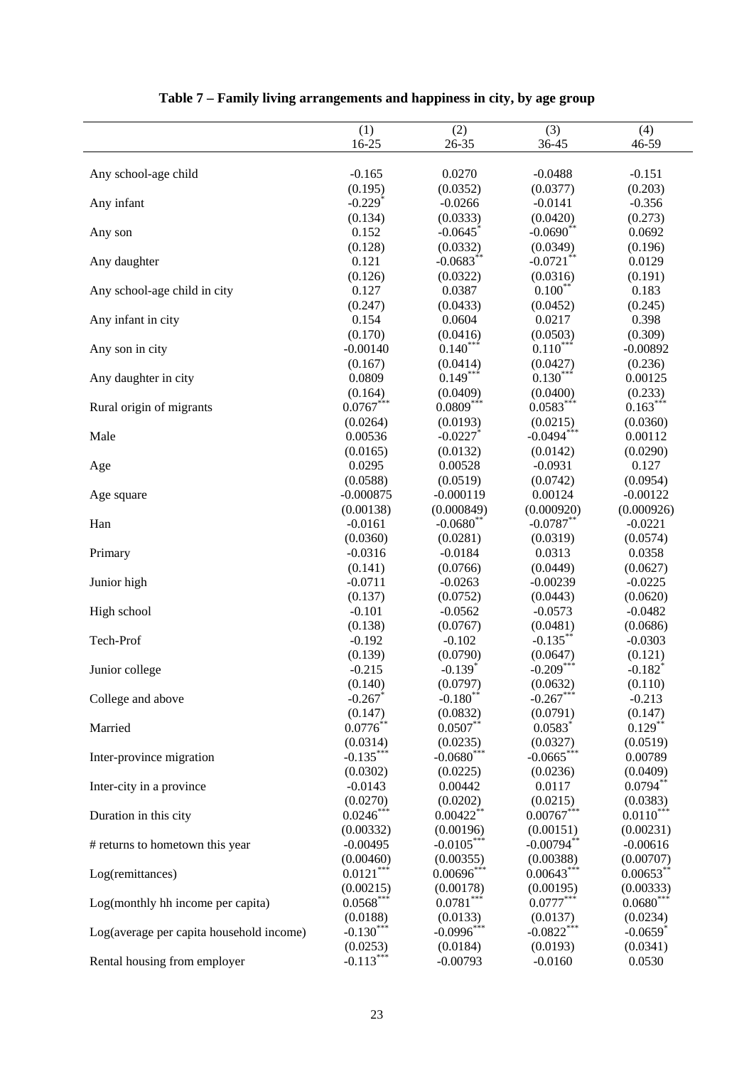**Table 7 – Family living arrangements and happiness in city, by age group**

| | (1) | (2) | (3) | (4) |
|---|---|---|---|---|
| | 16-25 | 26-35 | 36-45 | 46-59 |
| Any school-age child | -0.165 | 0.0270 | -0.0488 | -0.151 |
| | (0.195) | (0.0352) | (0.0377) | (0.203) |
| Any infant | -0.229* | -0.0266 | -0.0141 | -0.356 |
| | (0.134) | (0.0333) | (0.0420) | (0.273) |
| Any son | 0.152 | -0.0645* | -0.0690** | 0.0692 |
| | (0.128) | (0.0332) | (0.0349) | (0.196) |
| Any daughter | 0.121 | -0.0683** | -0.0721** | 0.0129 |
| | (0.126) | (0.0322) | (0.0316) | (0.191) |
| Any school-age child in city | 0.127 | 0.0387 | 0.100** | 0.183 |
| | (0.247) | (0.0433) | (0.0452) | (0.245) |
| Any infant in city | 0.154 | 0.0604 | 0.0217 | 0.398 |
| | (0.170) | (0.0416) | (0.0503) | (0.309) |
| Any son in city | -0.00140 | 0.140*** | 0.110*** | -0.00892 |
| | (0.167) | (0.0414) | (0.0427) | (0.236) |
| Any daughter in city | 0.0809 | 0.149*** | 0.130*** | 0.00125 |
| | (0.164) | (0.0409) | (0.0400) | (0.233) |
| Rural origin of migrants | 0.0767*** | 0.0809*** | 0.0583*** | 0.163*** |
| | (0.0264) | (0.0193) | (0.0215) | (0.0360) |
| Male | 0.00536 | -0.0227* | -0.0494*** | 0.00112 |
| | (0.0165) | (0.0132) | (0.0142) | (0.0290) |
| Age | 0.0295 | 0.00528 | -0.0931 | 0.127 |
| | (0.0588) | (0.0519) | (0.0742) | (0.0954) |
| Age square | -0.000875 | -0.000119 | 0.00124 | -0.00122 |
| | (0.00138) | (0.000849) | (0.000920) | (0.000926) |
| Han | -0.0161 | -0.0680** | -0.0787** | -0.0221 |
| | (0.0360) | (0.0281) | (0.0319) | (0.0574) |
| Primary | -0.0316 | -0.0184 | 0.0313 | 0.0358 |
| | (0.141) | (0.0766) | (0.0449) | (0.0627) |
| Junior high | -0.0711 | -0.0263 | -0.00239 | -0.0225 |
| | (0.137) | (0.0752) | (0.0443) | (0.0620) |
| High school | -0.101 | -0.0562 | -0.0573 | -0.0482 |
| | (0.138) | (0.0767) | (0.0481) | (0.0686) |
| Tech-Prof | -0.192 | -0.102 | -0.135** | -0.0303 |
| | (0.139) | (0.0790) | (0.0647) | (0.121) |
| Junior college | -0.215 | -0.139* | -0.209*** | -0.182* |
| | (0.140) | (0.0797) | (0.0632) | (0.110) |
| College and above | -0.267* | -0.180** | -0.267*** | -0.213 |
| | (0.147) | (0.0832) | (0.0791) | (0.147) |
| Married | 0.0776** | 0.0507** | 0.0583* | 0.129** |
| | (0.0314) | (0.0235) | (0.0327) | (0.0519) |
| Inter-province migration | -0.135*** | -0.0680*** | -0.0665*** | 0.00789 |
| | (0.0302) | (0.0225) | (0.0236) | (0.0409) |
| Inter-city in a province | -0.0143 | 0.00442 | 0.0117 | 0.0794** |
| | (0.0270) | (0.0202) | (0.0215) | (0.0383) |
| Duration in this city | 0.0246*** | 0.00422** | 0.00767*** | 0.0110*** |
| | (0.00332) | (0.00196) | (0.00151) | (0.00231) |
| # returns to hometown this year | -0.00495 | -0.0105*** | -0.00794** | -0.00616 |
| | (0.00460) | (0.00355) | (0.00388) | (0.00707) |
| Log(remittances) | 0.0121*** | 0.00696*** | 0.00643*** | 0.00653** |
| | (0.00215) | (0.00178) | (0.00195) | (0.00333) |
| Log(monthly hh income per capita) | 0.0568*** | 0.0781*** | 0.0777*** | 0.0680*** |
| | (0.0188) | (0.0133) | (0.0137) | (0.0234) |
| Log(average per capita household income) | -0.130*** | -0.0996*** | -0.0822*** | -0.0659* |
| | (0.0253) | (0.0184) | (0.0193) | (0.0341) |
| Rental housing from employer | -0.113*** | -0.00793 | -0.0160 | 0.0530 |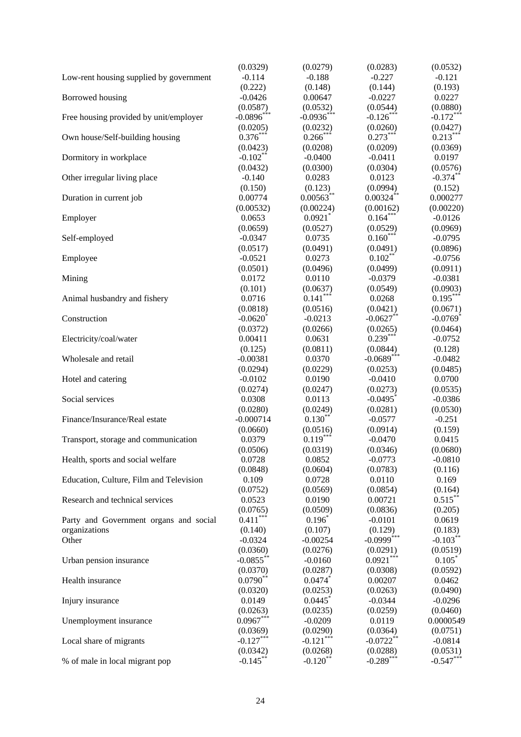| | | | | |
|---|---|---|---|---|
| | (0.0329) | (0.0279) | (0.0283) | (0.0532) |
| Low-rent housing supplied by government | -0.114 | -0.188 | -0.227 | -0.121 |
| | (0.222) | (0.148) | (0.144) | (0.193) |
| Borrowed housing | -0.0426 | 0.00647 | -0.0227 | 0.0227 |
| | (0.0587) | (0.0532) | (0.0544) | (0.0880) |
| Free housing provided by unit/employer | -0.0896*** | -0.0936*** | -0.126*** | -0.172*** |
| | (0.0205) | (0.0232) | (0.0260) | (0.0427) |
| Own house/Self-building housing | 0.376*** | 0.266*** | 0.273*** | 0.213*** |
| | (0.0423) | (0.0208) | (0.0209) | (0.0369) |
| Dormitory in workplace | -0.102** | -0.0400 | -0.0411 | 0.0197 |
| | (0.0432) | (0.0300) | (0.0304) | (0.0576) |
| Other irregular living place | -0.140 | 0.0283 | 0.0123 | -0.374** |
| | (0.150) | (0.123) | (0.0994) | (0.152) |
| Duration in current job | 0.00774 | 0.00563** | 0.00324** | 0.000277 |
| | (0.00532) | (0.00224) | (0.00162) | (0.00220) |
| Employer | 0.0653 | 0.0921* | 0.164*** | -0.0126 |
| | (0.0659) | (0.0527) | (0.0529) | (0.0969) |
| Self-employed | -0.0347 | 0.0735 | 0.160*** | -0.0795 |
| | (0.0517) | (0.0491) | (0.0491) | (0.0896) |
| Employee | -0.0521 | 0.0273 | 0.102** | -0.0756 |
| | (0.0501) | (0.0496) | (0.0499) | (0.0911) |
| Mining | 0.0172 | 0.0110 | -0.0379 | -0.0381 |
| | (0.101) | (0.0637) | (0.0549) | (0.0903) |
| Animal husbandry and fishery | 0.0716 | 0.141*** | 0.0268 | 0.195*** |
| | (0.0818) | (0.0516) | (0.0421) | (0.0671) |
| Construction | -0.0620* | -0.0213 | -0.0627** | -0.0769* |
| | (0.0372) | (0.0266) | (0.0265) | (0.0464) |
| Electricity/coal/water | 0.00411 | 0.0631 | 0.239*** | -0.0752 |
| | (0.125) | (0.0811) | (0.0844) | (0.128) |
| Wholesale and retail | -0.00381 | 0.0370 | -0.0689*** | -0.0482 |
| | (0.0294) | (0.0229) | (0.0253) | (0.0485) |
| Hotel and catering | -0.0102 | 0.0190 | -0.0410 | 0.0700 |
| | (0.0274) | (0.0247) | (0.0273) | (0.0535) |
| Social services | 0.0308 | 0.0113 | -0.0495* | -0.0386 |
| | (0.0280) | (0.0249) | (0.0281) | (0.0530) |
| Finance/Insurance/Real estate | -0.000714 | 0.130** | -0.0577 | -0.251 |
| | (0.0660) | (0.0516) | (0.0914) | (0.159) |
| Transport, storage and communication | 0.0379 | 0.119*** | -0.0470 | 0.0415 |
| | (0.0506) | (0.0319) | (0.0346) | (0.0680) |
| Health, sports and social welfare | 0.0728 | 0.0852 | -0.0773 | -0.0810 |
| | (0.0848) | (0.0604) | (0.0783) | (0.116) |
| Education, Culture, Film and Television | 0.109 | 0.0728 | 0.0110 | 0.169 |
| | (0.0752) | (0.0569) | (0.0854) | (0.164) |
| Research and technical services | 0.0523 | 0.0190 | 0.00721 | 0.515** |
| | (0.0765) | (0.0509) | (0.0836) | (0.205) |
| Party and Government organs and social organizations | 0.411*** | 0.196* | -0.0101 | 0.0619 |
| | (0.140) | (0.107) | (0.129) | (0.183) |
| Other | -0.0324 | -0.00254 | -0.0999*** | -0.103** |
| | (0.0360) | (0.0276) | (0.0291) | (0.0519) |
| Urban pension insurance | -0.0855** | -0.0160 | 0.0921*** | 0.105* |
| | (0.0370) | (0.0287) | (0.0308) | (0.0592) |
| Health insurance | 0.0790** | 0.0474* | 0.00207 | 0.0462 |
| | (0.0320) | (0.0253) | (0.0263) | (0.0490) |
| Injury insurance | 0.0149 | 0.0445* | -0.0344 | -0.0296 |
| | (0.0263) | (0.0235) | (0.0259) | (0.0460) |
| Unemployment insurance | 0.0967*** | -0.0209 | 0.0119 | 0.0000549 |
| | (0.0369) | (0.0290) | (0.0364) | (0.0751) |
| Local share of migrants | -0.127*** | -0.121*** | -0.0722** | -0.0814 |
| | (0.0342) | (0.0268) | (0.0288) | (0.0531) |
| % of male in local migrant pop | -0.145** | -0.120** | -0.289*** | -0.547*** |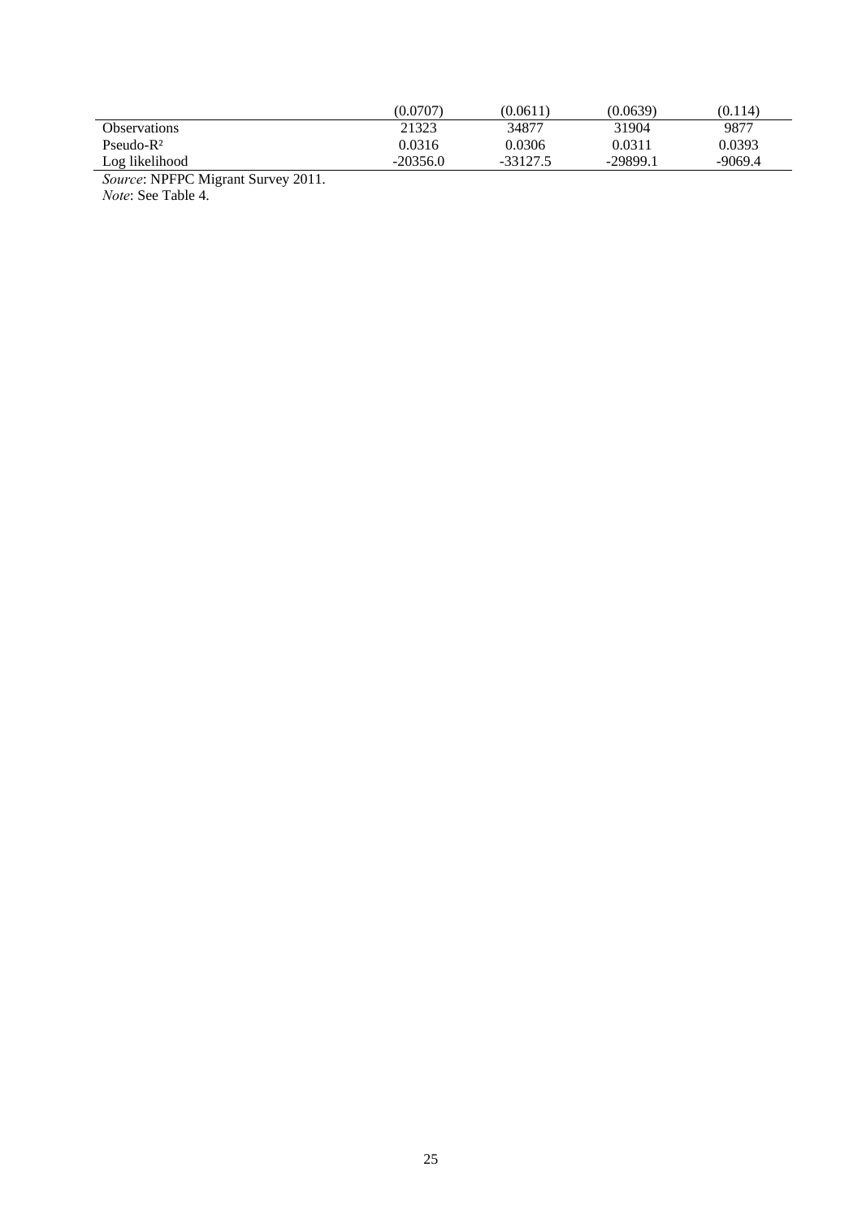| | | | | |
|---|---|---|---|---|
| | (0.0707) | (0.0611) | (0.0639) | (0.114) |
| Observations | 21323 | 34877 | 31904 | 9877 |
| Pseudo-$R^2$ | 0.0316 | 0.0306 | 0.0311 | 0.0393 |
| Log likelihood | -20356.0 | -33127.5 | -29899.1 | -9069.4 |

*Source*: NPFPC Migrant Survey 2011.
*Note*: See Table 4.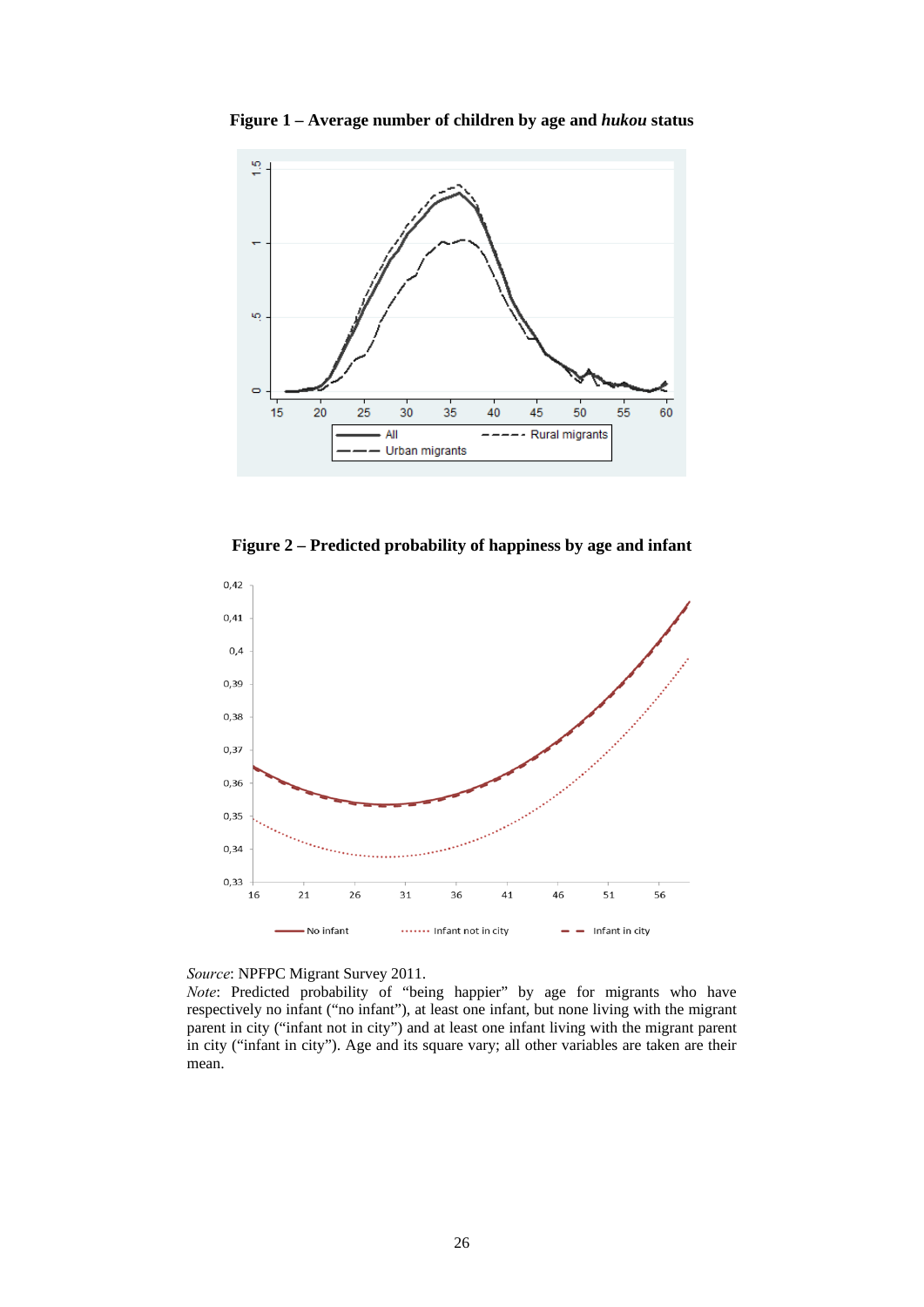**Figure 1 – Average number of children by age and *hukou* status**

**Figure 2 – Predicted probability of happiness by age and infant**

*Source*: NPFPC Migrant Survey 2011.
*Note*: Predicted probability of "being happier" by age for migrants who have respectively no infant ("no infant"), at least one infant, but none living with the migrant parent in city ("infant not in city") and at least one infant living with the migrant parent in city ("infant in city"). Age and its square vary; all other variables are taken are their mean.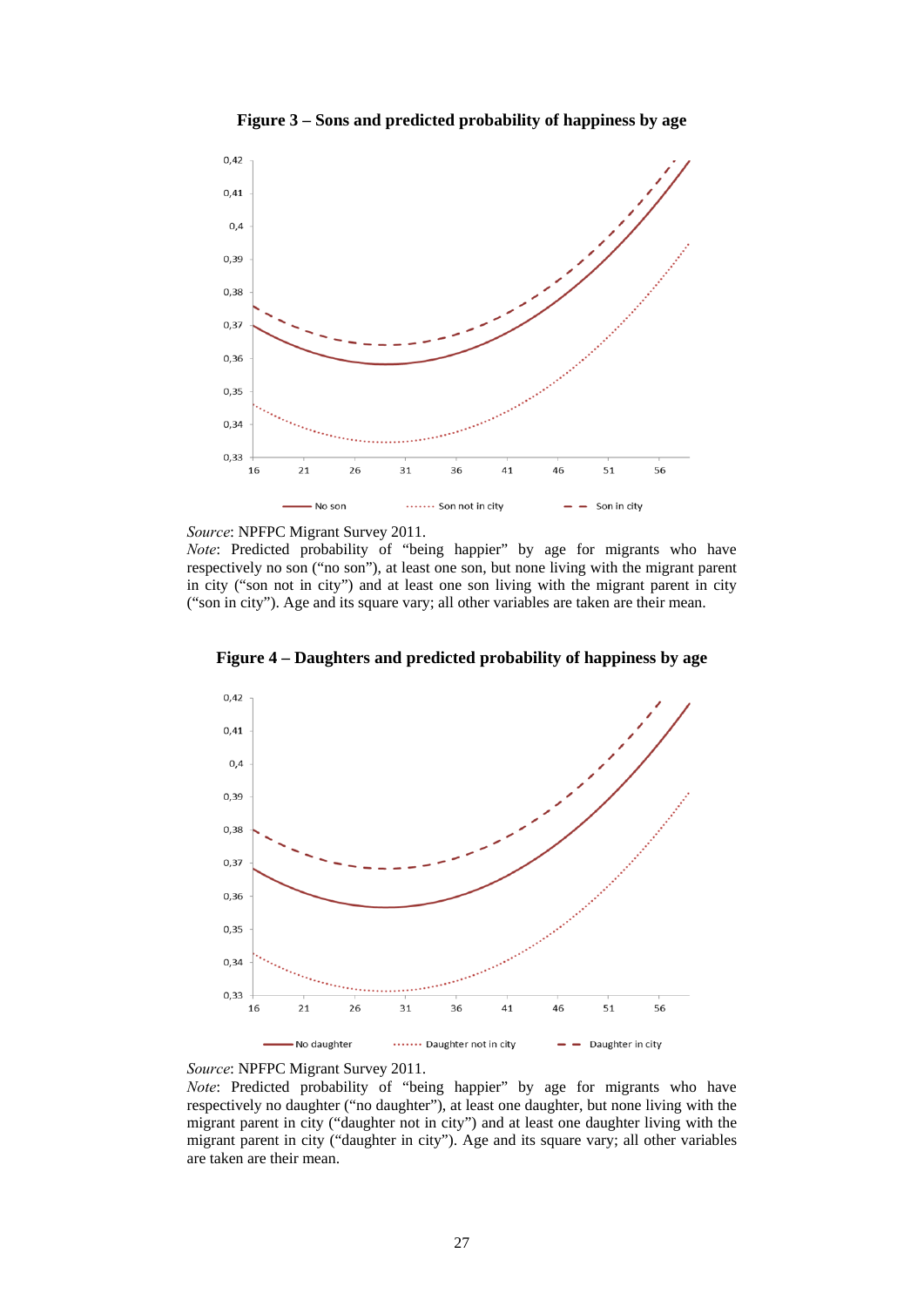**Figure 3 – Sons and predicted probability of happiness by age**

0,42
0,41
0,4
0,39
0,38
0,37
0,36
0,35
0,34
0,33
16 21 26 31 36 41 46 51 56

No son
Son not in city
Son in city

*Source*: NPFPC Migrant Survey 2011.
*Note*: Predicted probability of "being happier" by age for migrants who have respectively no son ("no son"), at least one son, but none living with the migrant parent in city ("son not in city") and at least one son living with the migrant parent in city ("son in city"). Age and its square vary; all other variables are taken are their mean.

**Figure 4 – Daughters and predicted probability of happiness by age**

0,42
0,41
0,4
0,39
0,38
0,37
0,36
0,35
0,34
0,33
16 21 26 31 36 41 46 51 56

No daughter
Daughter not in city
Daughter in city

*Source*: NPFPC Migrant Survey 2011.
*Note*: Predicted probability of "being happier" by age for migrants who have respectively no daughter ("no daughter"), at least one daughter, but none living with the migrant parent in city ("daughter not in city") and at least one daughter living with the migrant parent in city ("daughter in city"). Age and its square vary; all other variables are taken are their mean.